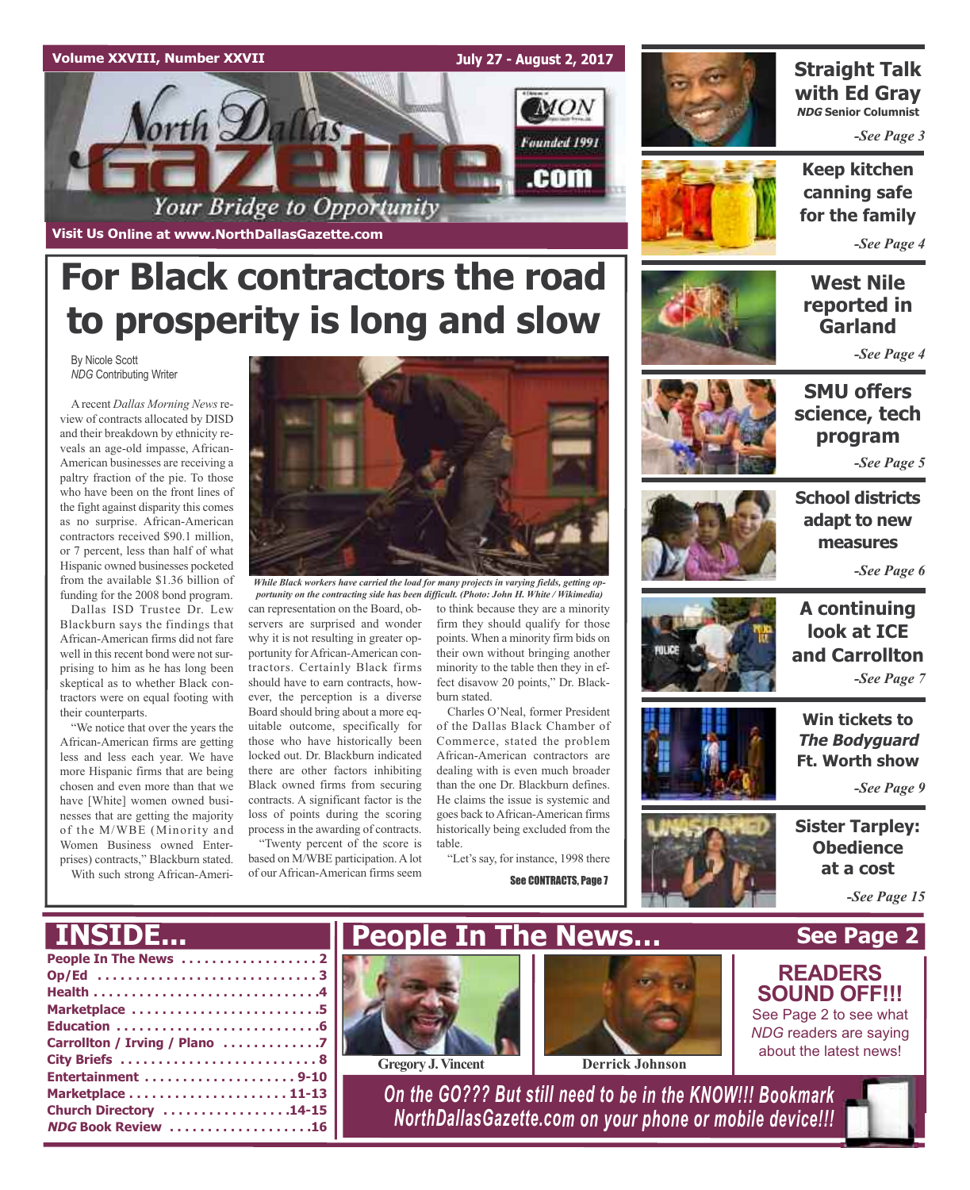Volume XXVIII, Number XXVII — July 27 - August 2, 2017

# North Dallas Gazette

*Your Bridge to Opportunity*

Founded 1991

Visit Us Online at www.NorthDallasGazette.com

# For Black contractors the road to prosperity is long and slow

By Nicole Scott
*NDG* Contributing Writer

A recent *Dallas Morning News* review of contracts allocated by DISD and their breakdown by ethnicity reveals an age-old impasse, African-American businesses are receiving a paltry fraction of the pie. To those who have been on the front lines of the fight against disparity this comes as no surprise. African-American contractors received $90.1 million, or 7 percent, less than half of what Hispanic owned businesses pocketed from the available $1.36 billion of funding for the 2008 bond program.

Dallas ISD Trustee Dr. Lew Blackburn says the findings that African-American firms did not fare well in this recent bond were not surprising to him as he has long been skeptical as to whether Black contractors were on equal footing with their counterparts.

"We notice that over the years the African-American firms are getting less and less each year. We have more Hispanic firms that are being chosen and even more than that we have [White] women owned businesses that are getting the majority of the M/WBE (Minority and Women Business owned Enterprises) contracts," Blackburn stated.

With such strong African-American representation on the Board, observers are surprised and wonder why it is not resulting in greater opportunity for African-American contractors. Certainly Black firms should have to earn contracts, however, the perception is a diverse Board should bring about a more equitable outcome, specifically for those who have historically been locked out. Dr. Blackburn indicated there are other factors inhibiting Black owned firms from securing contracts. A significant factor is the loss of points during the scoring process in the awarding of contracts.

"Twenty percent of the score is based on M/WBE participation. A lot of our African-American firms seem to think because they are a minority firm they should qualify for those points. When a minority firm bids on their own without bringing another minority to the table then they in effect disavow 20 points," Dr. Blackburn stated.

Charles O'Neal, former President of the Dallas Black Chamber of Commerce, stated the problem African-American contractors are dealing with is even much broader than the one Dr. Blackburn defines. He claims the issue is systemic and goes back to African-American firms historically being excluded from the table.

"Let's say, for instance, 1998 there

See CONTRACTS, Page 7

*While Black workers have carried the load for many projects in varying fields, getting opportunity on the contracting side has been difficult. (Photo: John H. White / Wikimedia)*

**Straight Talk with Ed Gray**
*NDG* Senior Columnist
*-See Page 3*

**Keep kitchen canning safe for the family**
*-See Page 4*

**West Nile reported in Garland**
*-See Page 4*

**SMU offers science, tech program**
*-See Page 5*

**School districts adapt to new measures**
*-See Page 6*

**A continuing look at ICE and Carrollton**
*-See Page 7*

**Win tickets to *The Bodyguard* Ft. Worth show**
*-See Page 9*

**Sister Tarpley: Obedience at a cost**
*-See Page 15*

## INSIDE...

- People In The News ... 2
- Op/Ed ... 3
- Health ... 4
- Marketplace ... 5
- Education ... 6
- Carrollton / Irving / Plano ... 7
- City Briefs ... 8
- Entertainment ... 9-10
- Marketplace ... 11-13
- Church Directory ... 14-15
- *NDG* Book Review ... 16

## People In The News... See Page 2

Gregory J. Vincent

Derrick Johnson

**READERS SOUND OFF!!!**
See Page 2 to see what *NDG* readers are saying about the latest news!

*On the GO??? But still need to be in the KNOW!!! Bookmark NorthDallasGazette.com on your phone or mobile device!!!*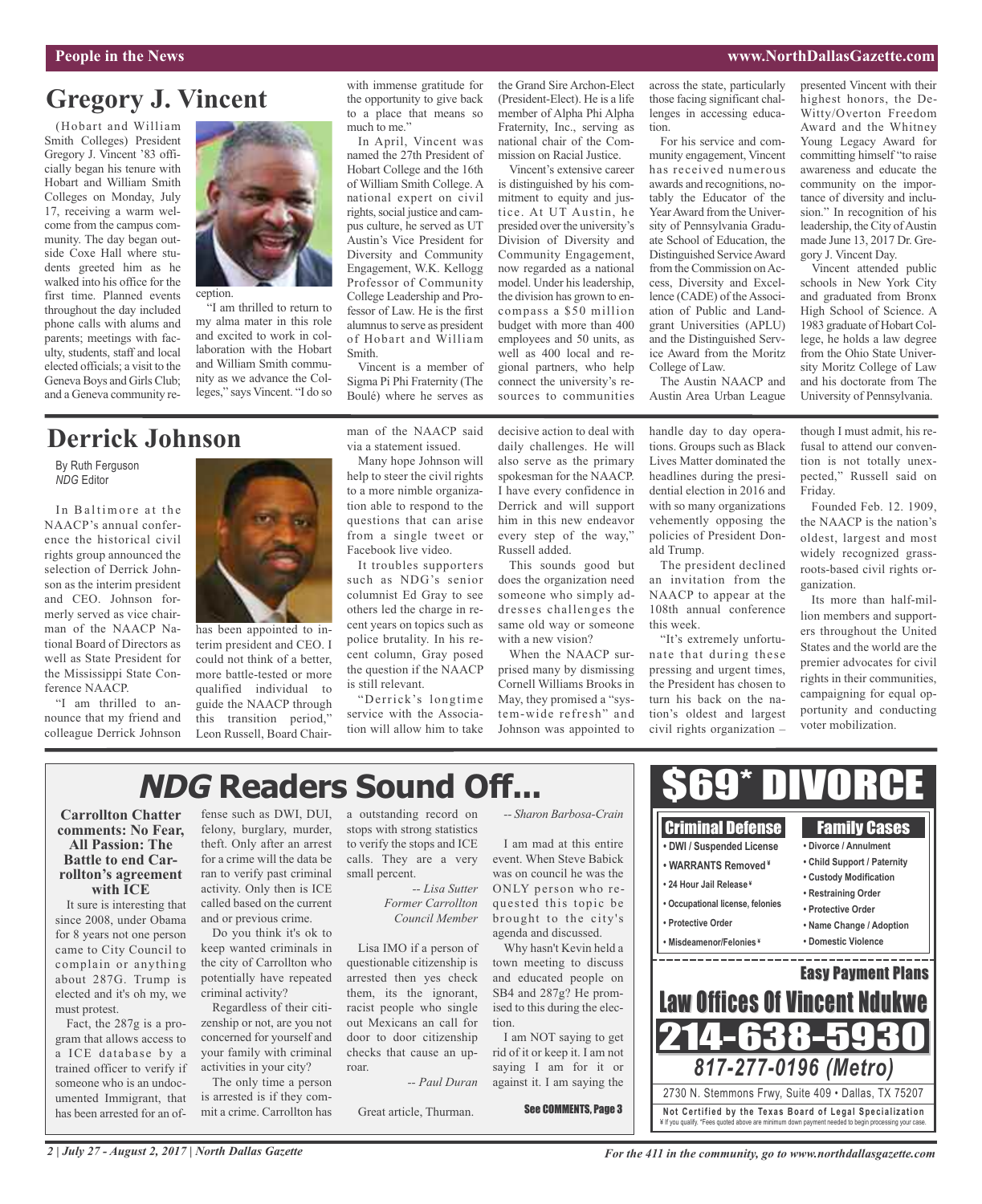# Gregory J. Vincent

(Hobart and William Smith Colleges) President Gregory J. Vincent '83 officially began his tenure with Hobart and William Smith Colleges on Monday, July 17, receiving a warm welcome from the campus community. The day began outside Coxe Hall where students greeted him as he walked into his office for the first time. Planned events throughout the day included phone calls with alums and parents; meetings with faculty, students, staff and local elected officials; a visit to the Geneva Boys and Girls Club; and a Geneva community reception.

"I am thrilled to return to my alma mater in this role and excited to work in collaboration with the Hobart and William Smith community as we advance the Colleges," says Vincent. "I do so with immense gratitude for the opportunity to give back to a place that means so much to me."

In April, Vincent was named the 27th President of Hobart College and the 16th of William Smith College. A national expert on civil rights, social justice and campus culture, he served as UT Austin's Vice President for Diversity and Community Engagement, W.K. Kellogg Professor of Community College Leadership and Professor of Law. He is the first alumnus to serve as president of Hobart and William Smith.

Vincent is a member of Sigma Pi Phi Fraternity (The Boulé) where he serves as the Grand Sire Archon-Elect (President-Elect). He is a life member of Alpha Phi Alpha Fraternity, Inc., serving as national chair of the Commission on Racial Justice.

Vincent's extensive career is distinguished by his commitment to equity and justice. At UT Austin, he presided over the university's Division of Diversity and Community Engagement, now regarded as a national model. Under his leadership, the division has grown to encompass a $50 million budget with more than 400 employees and 50 units, as well as 400 local and regional partners, who help connect the university's resources to communities across the state, particularly those facing significant challenges in accessing education.

For his service and community engagement, Vincent has received numerous awards and recognitions, notably the Educator of the Year Award from the University of Pennsylvania Graduate School of Education, the Distinguished Service Award from the Commission on Access, Diversity and Excellence (CADE) of the Association of Public and Landgrant Universities (APLU) and the Distinguished Service Award from the Moritz College of Law.

The Austin NAACP and Austin Area Urban League presented Vincent with their highest honors, the DeWitty/Overton Freedom Award and the Whitney Young Legacy Award for committing himself "to raise awareness and educate the community on the importance of diversity and inclusion." In recognition of his leadership, the City of Austin made June 13, 2017 Dr. Gregory J. Vincent Day.

Vincent attended public schools in New York City and graduated from Bronx High School of Science. A 1983 graduate of Hobart College, he holds a law degree from the Ohio State University Moritz College of Law and his doctorate from The University of Pennsylvania.

# Derrick Johnson

By Ruth Ferguson
*NDG* Editor

In Baltimore at the NAACP's annual conference the historical civil rights group announced the selection of Derrick Johnson as the interim president and CEO. Johnson formerly served as vice chairman of the NAACP National Board of Directors as well as State President for the Mississippi State Conference NAACP.

"I am thrilled to announce that my friend and colleague Derrick Johnson has been appointed to interim president and CEO. I could not think of a better, more battle-tested or more qualified individual to guide the NAACP through this transition period," Leon Russell, Board Chairman of the NAACP said via a statement issued.

Many hope Johnson will help to steer the civil rights to a more nimble organization able to respond to the questions that can arise from a single tweet or Facebook live video.

It troubles supporters such as NDG's senior columnist Ed Gray to see others led the charge in recent years on topics such as police brutality. In his recent column, Gray posed the question if the NAACP is still relevant.

"Derrick's longtime service with the Association will allow him to take decisive action to deal with daily challenges. He will also serve as the primary spokesman for the NAACP. I have every confidence in Derrick and will support him in this new endeavor every step of the way," Russell added.

This sounds good but does the organization need someone who simply addresses challenges the same old way or someone with a new vision?

When the NAACP surprised many by dismissing Cornell Williams Brooks in May, they promised a "system-wide refresh" and Johnson was appointed to handle day to day operations. Groups such as Black Lives Matter dominated the headlines during the presidential election in 2016 and with so many organizations vehemently opposing the policies of President Donald Trump.

The president declined an invitation from the NAACP to appear at the 108th annual conference this week.

"It's extremely unfortunate that during these pressing and urgent times, the President has chosen to turn his back on the nation's oldest and largest civil rights organization – though I must admit, his refusal to attend our convention is not totally unexpected," Russell said on Friday.

Founded Feb. 12. 1909, the NAACP is the nation's oldest, largest and most widely recognized grassroots-based civil rights organization.

Its more than half-million members and supporters throughout the United States and the world are the premier advocates for civil rights in their communities, campaigning for equal opportunity and conducting voter mobilization.

# *NDG* Readers Sound Off...

**Carrollton Chatter comments: No Fear, All Passion: The Battle to end Carrollton's agreement with ICE**

It sure is interesting that since 2008, under Obama for 8 years not one person came to City Council to complain or anything about 287G. Trump is elected and it's oh my, we must protest.

Fact, the 287g is a program that allows access to a ICE database by a trained officer to verify if someone who is an undocumented Immigrant, that has been arrested for an offense such as DWI, DUI, felony, burglary, murder, theft. Only after an arrest for a crime will the data be ran to verify past criminal activity. Only then is ICE called based on the current and or previous crime.

Do you think it's ok to keep wanted criminals in the city of Carrollton who potentially have repeated criminal activity?

Regardless of their citizenship or not, are you not concerned for yourself and your family with criminal activities in your city?

The only time a person is arrested is if they commit a crime. Carrollton has a outstanding record on stops with strong statistics to verify the stops and ICE calls. They are a very small percent.

*-- Lisa Sutter*
*Former Carrollton Council Member*

Lisa IMO if a person of questionable citizenship is arrested then yes check them, its the ignorant, racist people who single out Mexicans an call for door to door citizenship checks that cause an uproar.

*-- Paul Duran*

Great article, Thurman.

*-- Sharon Barbosa-Crain*

I am mad at this entire event. When Steve Babick was on council he was the ONLY person who requested this topic be brought to the city's agenda and discussed.

Why hasn't Kevin held a town meeting to discuss and educated people on SB4 and 287g? He promised to this during the election.

I am NOT saying to get rid of it or keep it. I am not saying I am for it or against it. I am saying the

See COMMENTS, Page 3

**$69* DIVORCE**

**Criminal Defense**
- DWI / Suspended License
- WARRANTS Removed ¥
- 24 Hour Jail Release ¥
- Occupational license, felonies
- Protective Order
- Misdeamenor/Felonies ¥

**Family Cases**
- Divorce / Annulment
- Child Support / Paternity
- Custody Modification
- Restraining Order
- Protective Order
- Name Change / Adoption
- Domestic Violence

**Easy Payment Plans**

**Law Offices Of Vincent Ndukwe**

**214-638-5930**

***817-277-0196 (Metro)***

2730 N. Stemmons Frwy, Suite 409 • Dallas, TX 75207

**Not Certified by the Texas Board of Legal Specialization**
¥ If you qualify. *Fees quoted above are minimum down payment needed to begin processing your case.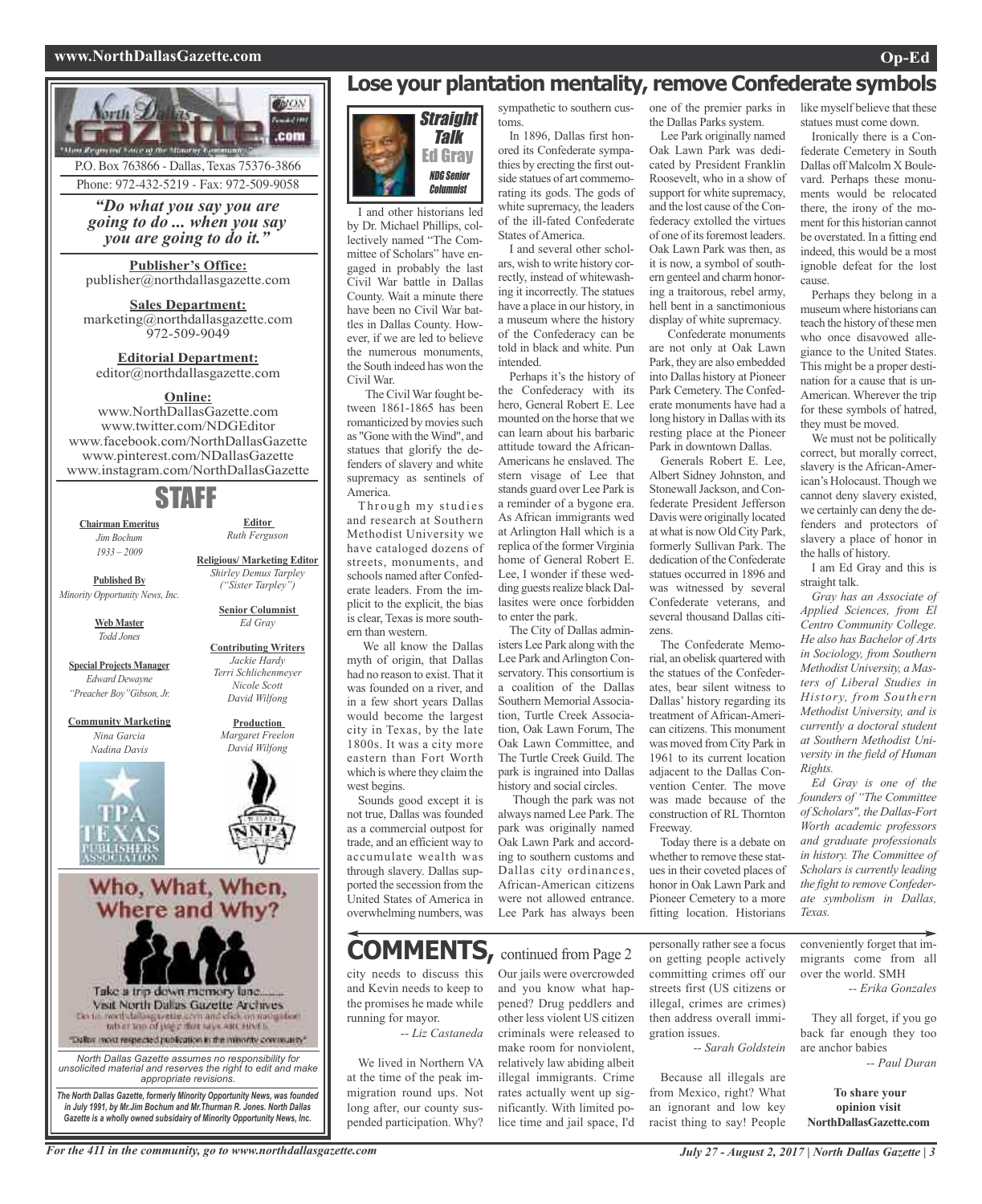North Dallas Gazette .com

"Most Respected Voice of the Minority Community"

P.O. Box 763866 - Dallas, Texas 75376-3866

Phone: 972-432-5219 - Fax: 972-509-9058

***"Do what you say you are going to do ... when you say you are going to do it."***

**Publisher's Office:**
publisher@northdallasgazette.com

**Sales Department:**
marketing@northdallasgazette.com
972-509-9049

**Editorial Department:**
editor@northdallasgazette.com

**Online:**
www.NorthDallasGazette.com
www.twitter.com/NDGEditor
www.facebook.com/NorthDallasGazette
www.pinterest.com/NDallasGazette
www.instagram.com/NorthDallasGazette

## STAFF

**Chairman Emeritus**
*Jim Bochum*
*1933 – 2009*

**Published By**
*Minority Opportunity News, Inc.*

**Web Master**
*Todd Jones*

**Special Projects Manager**
*Edward Dewayne "Preacher Boy" Gibson, Jr.*

**Community Marketing**
*Nina Garcia*
*Nadina Davis*

**Editor**
*Ruth Ferguson*

**Religious/ Marketing Editor**
*Shirley Demus Tarpley ("Sister Tarpley")*

**Senior Columnist**
*Ed Gray*

**Contributing Writers**
*Jackie Hardy*
*Terri Schlichenmeyer*
*Nicole Scott*
*David Wilfong*

**Production**
*Margaret Freelon*
*David Wilfong*

**Who, What, When, Where and Why?**

Take a trip down memory lane.......
Visit North Dallas Gazette Archives
Go to: northdallasgazette.com and click on navigation tab at top of page that says ARCHIVES.

"Dallas' most respected publication in the minority community"

*North Dallas Gazette assumes no responsibility for unsolicited material and reserves the right to edit and make appropriate revisions.*

***The North Dallas Gazette, formerly Minority Opportunity News, was founded in July 1991, by Mr.Jim Bochum and Mr.Thurman R. Jones. North Dallas Gazette is a wholly owned subsidairy of Minority Opportunity News, Inc.***

# Lose your plantation mentality, remove Confederate symbols

**Straight Talk**
**Ed Gray**
*NDG Senior Columnist*

I and other historians led by Dr. Michael Phillips, collectively named "The Committee of Scholars" have engaged in probably the last Civil War battle in Dallas County. Wait a minute there have been no Civil War battles in Dallas County. However, if we are led to believe the numerous monuments, the South indeed has won the Civil War.

The Civil War fought between 1861-1865 has been romanticized by movies such as "Gone with the Wind", and statues that glorify the defenders of slavery and white supremacy as sentinels of America.

Through my studies and research at Southern Methodist University we have cataloged dozens of streets, monuments, and schools named after Confederate leaders. From the implicit to the explicit, the bias is clear, Texas is more southern than western.

We all know the Dallas myth of origin, that Dallas had no reason to exist. That it was founded on a river, and in a few short years Dallas would become the largest city in Texas, by the late 1800s. It was a city more eastern than Fort Worth which is where they claim the west begins.

Sounds good except it is not true, Dallas was founded as a commercial outpost for trade, and an efficient way to accumulate wealth was through slavery. Dallas supported the secession from the United States of America in overwhelming numbers, was sympathetic to southern customs.

In 1896, Dallas first honored its Confederate sympathies by erecting the first outside statues of art commemorating its gods. The gods of white supremacy, the leaders of the ill-fated Confederate States of America.

I and several other scholars, wish to write history correctly, instead of whitewashing it incorrectly. The statues have a place in our history, in a museum where the history of the Confederacy can be told in black and white. Pun intended.

Perhaps it's the history of the Confederacy with its hero, General Robert E. Lee mounted on the horse that we can learn about his barbaric attitude toward the African-Americans he enslaved. The stern visage of Lee that stands guard over Lee Park is a reminder of a bygone era. As African immigrants wed at Arlington Hall which is a replica of the former Virginia home of General Robert E. Lee, I wonder if these wedding guests realize black Dallasites were once forbidden to enter the park.

The City of Dallas administers Lee Park along with the Lee Park and Arlington Conservatory. This consortium is a coalition of the Dallas Southern Memorial Association, Turtle Creek Association, Oak Lawn Forum, The Oak Lawn Committee, and The Turtle Creek Guild. The park is ingrained into Dallas history and social circles.

Though the park was not always named Lee Park. The park was originally named Oak Lawn Park and according to southern customs and Dallas city ordinances, African-American citizens were not allowed entrance. Lee Park has always been one of the premier parks in the Dallas Parks system.

Lee Park originally named Oak Lawn Park was dedicated by President Franklin Roosevelt, who in a show of support for white supremacy, and the lost cause of the Confederacy extolled the virtues of one of its foremost leaders. Oak Lawn Park was then, as it is now, a symbol of southern genteel and charm honoring a traitorous, rebel army, hell bent in a sanctimonious display of white supremacy.

Confederate monuments are not only at Oak Lawn Park, they are also embedded into Dallas history at Pioneer Park Cemetery. The Confederate monuments have had a long history in Dallas with its resting place at the Pioneer Park in downtown Dallas.

Generals Robert E. Lee, Albert Sidney Johnston, and Stonewall Jackson, and Confederate President Jefferson Davis were originally located at what is now Old City Park, formerly Sullivan Park. The dedication of the Confederate statues occurred in 1896 and was witnessed by several Confederate veterans, and several thousand Dallas citizens.

The Confederate Memorial, an obelisk quartered with the statues of the Confederates, bear silent witness to Dallas' history regarding its treatment of African-American citizens. This monument was moved from City Park in 1961 to its current location adjacent to the Dallas Convention Center. The move was made because of the construction of RL Thornton Freeway.

Today there is a debate on whether to remove these statues in their coveted places of honor in Oak Lawn Park and Pioneer Cemetery to a more fitting location. Historians like myself believe that these statues must come down.

Ironically there is a Confederate Cemetery in South Dallas off Malcolm X Boulevard. Perhaps these monuments would be relocated there, the irony of the moment for this historian cannot be overstated. In a fitting end indeed, this would be a most ignoble defeat for the lost cause.

Perhaps they belong in a museum where historians can teach the history of these men who once disavowed allegiance to the United States. This might be a proper destination for a cause that is un-American. Wherever the trip for these symbols of hatred, they must be moved.

We must not be politically correct, but morally correct, slavery is the African-American's Holocaust. Though we cannot deny slavery existed, we certainly can deny the defenders and protectors of slavery a place of honor in the halls of history.

I am Ed Gray and this is straight talk.

*Gray has an Associate of Applied Sciences, from El Centro Community College. He also has Bachelor of Arts in Sociology, from Southern Methodist University, a Masters of Liberal Studies in History, from Southern Methodist University, and is currently a doctoral student at Southern Methodist University in the field of Human Rights.*

*Ed Gray is one of the founders of "The Committee of Scholars", the Dallas-Fort Worth academic professors and graduate professionals in history. The Committee of Scholars is currently leading the fight to remove Confederate symbolism in Dallas, Texas.*

# COMMENTS, continued from Page 2

city needs to discuss this and Kevin needs to keep to the promises he made while running for mayor.

*-- Liz Castaneda*

We lived in Northern VA at the time of the peak immigration round ups. Not long after, our county suspended participation. Why? Our jails were overcrowded and you know what happened? Drug peddlers and other less violent US citizen criminals were released to make room for nonviolent, relatively law abiding albeit illegal immigrants. Crime rates actually went up significantly. With limited police time and jail space, I'd personally rather see a focus on getting people actively committing crimes off our streets first (US citizens or illegal, crimes are crimes) then address overall immigration issues.

*-- Sarah Goldstein*

Because all illegals are from Mexico, right? What an ignorant and low key racist thing to say! People conveniently forget that immigrants come from all over the world. SMH

*-- Erika Gonzales*

They all forget, if you go back far enough they too are anchor babies

*-- Paul Duran*

**To share your opinion visit NorthDallasGazette.com**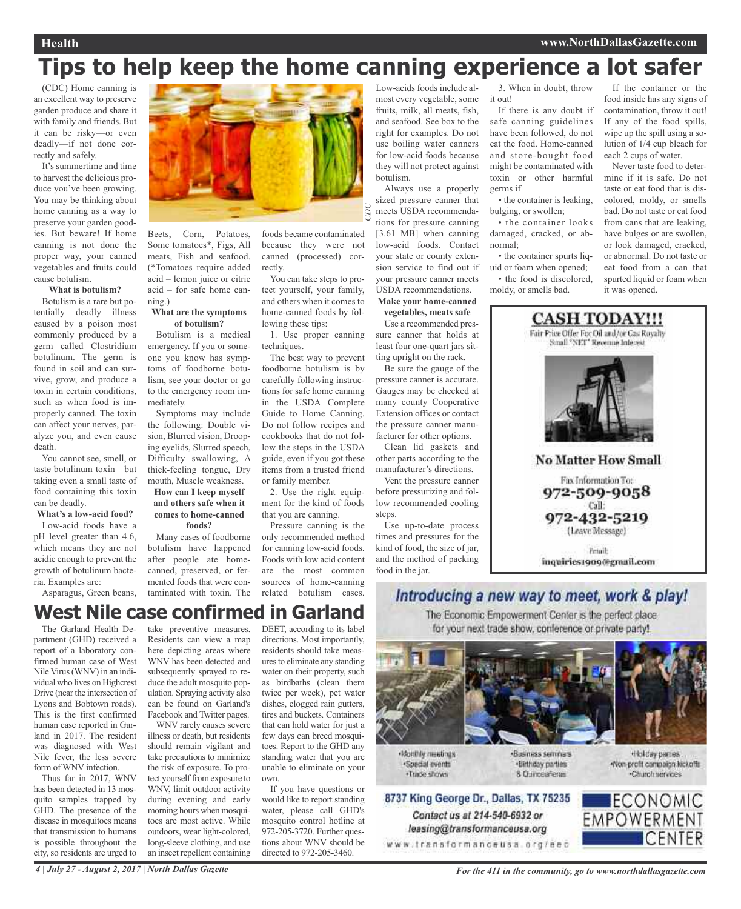# Tips to help keep the home canning experience a lot safer

(CDC) Home canning is an excellent way to preserve garden produce and share it with family and friends. But it can be risky—or even deadly—if not done correctly and safely.

It's summertime and time to harvest the delicious produce you've been growing. You may be thinking about home canning as a way to preserve your garden goodies. But beware! If home canning is not done the proper way, your canned vegetables and fruits could cause botulism.

**What is botulism?**

Botulism is a rare but potentially deadly illness caused by a poison most commonly produced by a germ called Clostridium botulinum. The germ is found in soil and can survive, grow, and produce a toxin in certain conditions, such as when food is improperly canned. The toxin can affect your nerves, paralyze you, and even cause death.

You cannot see, smell, or taste botulinum toxin—but taking even a small taste of food containing this toxin can be deadly.

**What's a low-acid food?**

Low-acid foods have a pH level greater than 4.6, which means they are not acidic enough to prevent the growth of botulinum bacteria. Examples are:

Asparagus, Green beans, Beets, Corn, Potatoes, Some tomatoes*, Figs, All meats, Fish and seafood. (*Tomatoes require added acid – lemon juice or citric acid – for safe home canning.)

**What are the symptoms of botulism?**

Botulism is a medical emergency. If you or someone you know has symptoms of foodborne botulism, see your doctor or go to the emergency room immediately.

Symptoms may include the following: Double vision, Blurred vision, Drooping eyelids, Slurred speech, Difficulty swallowing, A thick-feeling tongue, Dry mouth, Muscle weakness.

**How can I keep myself and others safe when it comes to home-canned foods?**

Many cases of foodborne botulism have happened after people ate home-canned, preserved, or fermented foods that were contaminated with toxin. The foods became contaminated because they were not canned (processed) correctly.

You can take steps to protect yourself, your family, and others when it comes to home-canned foods by following these tips:

1. Use proper canning techniques.

The best way to prevent foodborne botulism is by carefully following instructions for safe home canning in the USDA Complete Guide to Home Canning. Do not follow recipes and cookbooks that do not follow the steps in the USDA guide, even if you got these items from a trusted friend or family member.

2. Use the right equipment for the kind of foods that you are canning.

Pressure canning is the only recommended method for canning low-acid foods. Foods with low acid content are the most common sources of home-canning related botulism cases. Low-acids foods include almost every vegetable, some fruits, milk, all meats, fish, and seafood. See box to the right for examples. Do not use boiling water canners for low-acid foods because they will not protect against botulism.

Always use a properly sized pressure canner that meets USDA recommendations for pressure canning [3.61 MB] when canning low-acid foods. Contact your state or county extension service to find out if your pressure canner meets USDA recommendations.

**Make your home-canned vegetables, meats safe**

Use a recommended pressure canner that holds at least four one-quart jars sitting upright on the rack.

Be sure the gauge of the pressure canner is accurate. Gauges may be checked at many county Cooperative Extension offices or contact the pressure canner manufacturer for other options.

Clean lid gaskets and other parts according to the manufacturer's directions.

Vent the pressure canner before pressurizing and follow recommended cooling steps.

Use up-to-date process times and pressures for the kind of food, the size of jar, and the method of packing food in the jar.

3. When in doubt, throw it out!

If there is any doubt if safe canning guidelines have been followed, do not eat the food. Home-canned and store-bought food might be contaminated with toxin or other harmful germs if

- the container is leaking, bulging, or swollen;
- the container looks damaged, cracked, or abnormal;
- the container spurts liquid or foam when opened;
- the food is discolored, moldy, or smells bad.

If the container or the food inside has any signs of contamination, throw it out! If any of the food spills, wipe up the spill using a solution of 1/4 cup bleach for each 2 cups of water.

Never taste food to determine if it is safe. Do not taste or eat food that is discolored, moldy, or smells bad. Do not taste or eat food from cans that are leaking, have bulges or are swollen, or look damaged, cracked, or abnormal. Do not taste or eat food from a can that spurted liquid or foam when it was opened.

**CASH TODAY!!!**

Fair Price Offer For Oil and/or Gas Royalty Small "NET" Revenue Interest

**No Matter How Small**

Fax Information To: 972-509-9058

Call: 972-432-5219 (Leave Message)

Email: inquiries1909@gmail.com

# West Nile case confirmed in Garland

The Garland Health Department (GHD) received a report of a laboratory confirmed human case of West Nile Virus (WNV) in an individual who lives on Highcrest Drive (near the intersection of Lyons and Bobtown roads). This is the first confirmed human case reported in Garland in 2017. The resident was diagnosed with West Nile fever, the less severe form of WNV infection.

Thus far in 2017, WNV has been detected in 13 mosquito samples trapped by GHD. The presence of the disease in mosquitoes means that transmission to humans is possible throughout the city, so residents are urged to take preventive measures. Residents can view a map here depicting areas where WNV has been detected and subsequently sprayed to reduce the adult mosquito population. Spraying activity also can be found on Garland's Facebook and Twitter pages.

WNV rarely causes severe illness or death, but residents should remain vigilant and take precautions to minimize the risk of exposure. To protect yourself from exposure to WNV, limit outdoor activity during evening and early morning hours when mosquitoes are most active. While outdoors, wear light-colored, long-sleeve clothing, and use an insect repellent containing DEET, according to its label directions. Most importantly, residents should take measures to eliminate any standing water on their property, such as birdbaths (clean them twice per week), pet water dishes, clogged rain gutters, tires and buckets. Containers that can hold water for just a few days can breed mosquitoes. Report to the GHD any standing water that you are unable to eliminate on your own.

If you have questions or would like to report standing water, please call GHD's mosquito control hotline at 972-205-3720. Further questions about WNV should be directed to 972-205-3460.

**Introducing a new way to meet, work & play!**

The Economic Empowerment Center is the perfect place for your next trade show, conference or private party!

- Monthly meetings
- Special events
- Trade shows
- Business seminars
- Birthday parties
- & Quinceañeras
- Holiday parties
- Non-profit campaign kickoffs
- Church services

8737 King George Dr., Dallas, TX 75235

Contact us at 214-540-6932 or leasing@transformanceusa.org

www.transformanceusa.org/eec

ECONOMIC EMPOWERMENT CENTER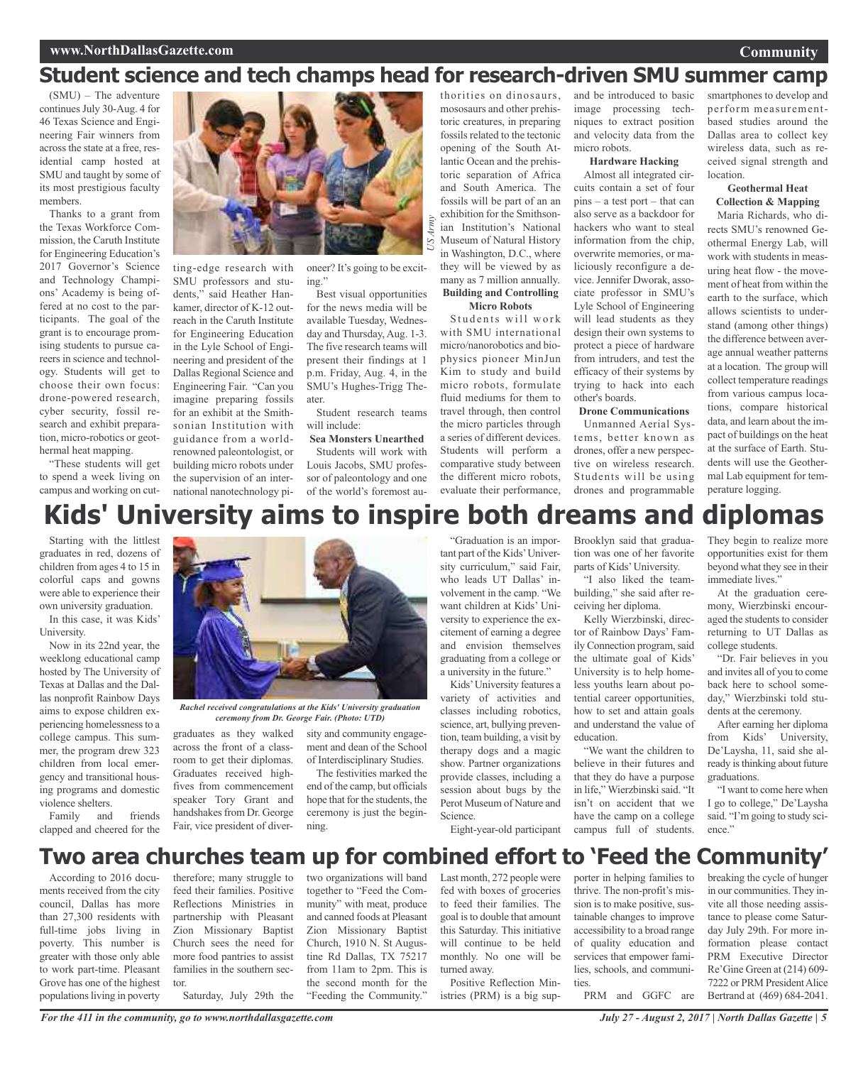## Student science and tech champs head for research-driven SMU summer camp

(SMU) – The adventure continues July 30-Aug. 4 for 46 Texas Science and Engineering Fair winners from across the state at a free, residential camp hosted at SMU and taught by some of its most prestigious faculty members.

Thanks to a grant from the Texas Workforce Commission, the Caruth Institute for Engineering Education's 2017 Governor's Science and Technology Champions' Academy is being offered at no cost to the participants. The goal of the grant is to encourage promising students to pursue careers in science and technology. Students will get to choose their own focus: drone-powered research, cyber security, fossil research and exhibit preparation, micro-robotics or geothermal heat mapping.

"These students will get to spend a week living on campus and working on cutting-edge research with SMU professors and students," said Heather Hankamer, director of K-12 outreach in the Caruth Institute for Engineering Education in the Lyle School of Engineering and president of the Dallas Regional Science and Engineering Fair. "Can you imagine preparing fossils for an exhibit at the Smithsonian Institution with guidance from a world-renowned paleontologist, or building micro robots under the supervision of an international nanotechnology pioneer? It's going to be exciting."

Best visual opportunities for the news media will be available Tuesday, Wednesday and Thursday, Aug. 1-3. The five research teams will present their findings at 1 p.m. Friday, Aug. 4, in the SMU's Hughes-Trigg Theater.

Student research teams will include:

**Sea Monsters Unearthed**

Students will work with Louis Jacobs, SMU professor of paleontology and one of the world's foremost authorities on dinosaurs, mososaurs and other prehistoric creatures, in preparing fossils related to the tectonic opening of the South Atlantic Ocean and the prehistoric separation of Africa and South America. The fossils will be part of an an exhibition for the Smithsonian Institution's National Museum of Natural History in Washington, D.C., where they will be viewed by as many as 7 million annually.

**Building and Controlling Micro Robots**

Students will work with SMU international micro/nanorobotics and biophysics pioneer MinJun Kim to study and build micro robots, formulate fluid mediums for them to travel through, then control the micro particles through a series of different devices. Students will perform a comparative study between the different micro robots, evaluate their performance, and be introduced to basic image processing techniques to extract position and velocity data from the micro robots.

**Hardware Hacking**

Almost all integrated circuits contain a set of four pins – a test port – that can also serve as a backdoor for hackers who want to steal information from the chip, overwrite memories, or maliciously reconfigure a device. Jennifer Dworak, associate professor in SMU's Lyle School of Engineering will lead students as they design their own systems to protect a piece of hardware from intruders, and test the efficacy of their systems by trying to hack into each other's boards.

**Drone Communications**

Unmanned Aerial Systems, better known as drones, offer a new perspective on wireless research. Students will be using drones and programmable smartphones to develop and perform measurement-based studies around the Dallas area to collect key wireless data, such as received signal strength and location.

**Geothermal Heat Collection & Mapping**

Maria Richards, who directs SMU's renowned Geothermal Energy Lab, will work with students in measuring heat flow - the movement of heat from within the earth to the surface, which allows scientists to understand (among other things) the difference between average annual weather patterns at a location. The group will collect temperature readings from various campus locations, compare historical data, and learn about the impact of buildings on the heat at the surface of Earth. Students will use the Geothermal Lab equipment for temperature logging.

## Kids' University aims to inspire both dreams and diplomas

Starting with the littlest graduates in red, dozens of children from ages 4 to 15 in colorful caps and gowns were able to experience their own university graduation.

In this case, it was Kids' University.

Now in its 22nd year, the weeklong educational camp hosted by The University of Texas at Dallas and the Dallas nonprofit Rainbow Days aims to expose children experiencing homelessness to a college campus. This summer, the program drew 323 children from local emergency and transitional housing programs and domestic violence shelters.

*Rachel received congratulations at the Kids' University graduation ceremony from Dr. George Fair. (Photo: UTD)*

Family and friends clapped and cheered for the graduates as they walked across the front of a classroom to get their diplomas. Graduates received high-fives from commencement speaker Tory Grant and handshakes from Dr. George Fair, vice president of diversity and community engagement and dean of the School of Interdisciplinary Studies.

The festivities marked the end of the camp, but officials hope that for the students, the ceremony is just the beginning.

"Graduation is an important part of the Kids' University curriculum," said Fair, who leads UT Dallas' involvement in the camp. "We want children at Kids' University to experience the excitement of earning a degree and envision themselves graduating from a college or a university in the future."

Kids' University features a variety of activities and classes including robotics, science, art, bullying prevention, team building, a visit by therapy dogs and a magic show. Partner organizations provide classes, including a session about bugs by the Perot Museum of Nature and Science.

Eight-year-old participant Brooklyn said that graduation was one of her favorite parts of Kids' University.

"I also liked the team-building," she said after receiving her diploma.

Kelly Wierzbinski, director of Rainbow Days' Family Connection program, said the ultimate goal of Kids' University is to help homeless youths learn about potential career opportunities, how to set and attain goals and understand the value of education.

"We want the children to believe in their futures and that they do have a purpose in life," Wierzbinski said. "It isn't on accident that we have the camp on a college campus full of students. They begin to realize more opportunities exist for them beyond what they see in their immediate lives."

At the graduation ceremony, Wierzbinski encouraged the students to consider returning to UT Dallas as college students.

"Dr. Fair believes in you and invites all of you to come back here to school someday," Wierzbinski told students at the ceremony.

After earning her diploma from Kids' University, De'Laysha, 11, said she already is thinking about future graduations.

"I want to come here when I go to college," De'Laysha said. "I'm going to study science."

## Two area churches team up for combined effort to 'Feed the Community'

According to 2016 documents received from the city council, Dallas has more than 27,300 residents with full-time jobs living in poverty. This number is greater with those only able to work part-time. Pleasant Grove has one of the highest populations living in poverty therefore; many struggle to feed their families. Positive Reflections Ministries in partnership with Pleasant Zion Missionary Baptist Church sees the need for more food pantries to assist families in the southern sector.

Saturday, July 29th the two organizations will band together to "Feed the Community" with meat, produce and canned foods at Pleasant Zion Missionary Baptist Church, 1910 N. St Augustine Rd Dallas, TX 75217 from 11am to 2pm. This is the second month for the "Feeding the Community." Last month, 272 people were fed with boxes of groceries to feed their families. The goal is to double that amount this Saturday. This initiative will continue to be held monthly. No one will be turned away.

Positive Reflection Ministries (PRM) is a big supporter in helping families to thrive. The non-profit's mission is to make positive, sustainable changes to improve accessibility to a broad range of quality education and services that empower families, schools, and communities.

PRM and GGFC are breaking the cycle of hunger in our communities. They invite all those needing assistance to please come Saturday July 29th. For more information please contact PRM Executive Director Re'Gine Green at (214) 609-7222 or PRM President Alice Bertrand at (469) 684-2041.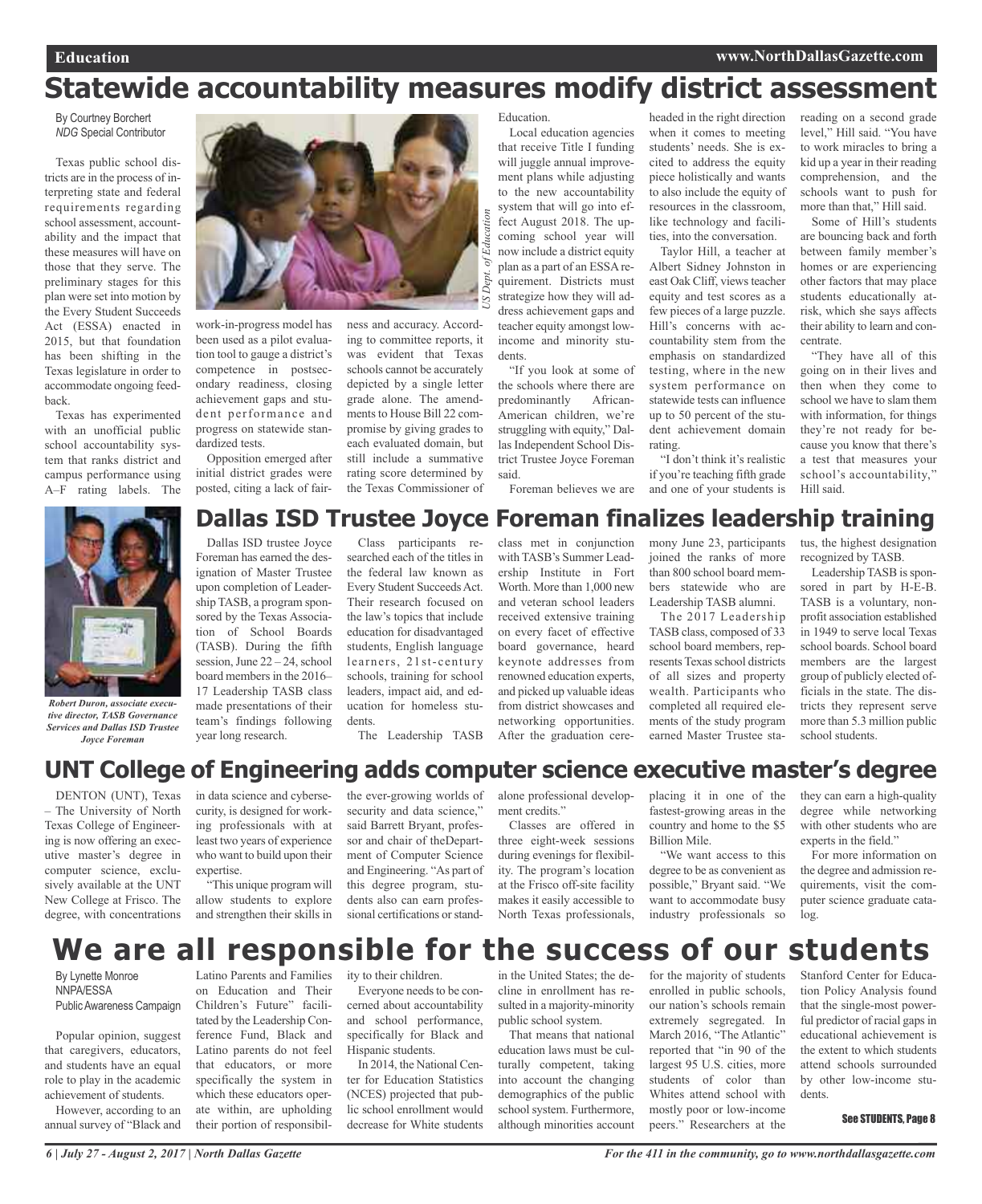# Statewide accountability measures modify district assessment

By Courtney Borchert
*NDG* Special Contributor

Texas public school districts are in the process of interpreting state and federal requirements regarding school assessment, accountability and the impact that these measures will have on those that they serve. The preliminary stages for this plan were set into motion by the Every Student Succeeds Act (ESSA) enacted in 2015, but that foundation has been shifting in the Texas legislature in order to accommodate ongoing feedback.

Texas has experimented with an unofficial public school accountability system that ranks district and campus performance using A–F rating labels. The work-in-progress model has been used as a pilot evaluation tool to gauge a district's competence in postsecondary readiness, closing achievement gaps and student performance and progress on statewide standardized tests.

Opposition emerged after initial district grades were posted, citing a lack of fairness and accuracy. According to committee reports, it was evident that Texas schools cannot be accurately depicted by a single letter grade alone. The amendments to House Bill 22 compromise by giving grades to each evaluated domain, but still include a summative rating score determined by the Texas Commissioner of Education.

*US Dept. of Education*

Local education agencies that receive Title I funding will juggle annual improvement plans while adjusting to the new accountability system that will go into effect August 2018. The upcoming school year will now include a district equity plan as a part of an ESSA requirement. Districts must strategize how they will address achievement gaps and teacher equity amongst low-income and minority students.

"If you look at some of the schools where there are predominantly African-American children, we're struggling with equity," Dallas Independent School District Trustee Joyce Foreman said.

Foreman believes we are headed in the right direction when it comes to meeting students' needs. She is excited to address the equity piece holistically and wants to also include the equity of resources in the classroom, like technology and facilities, into the conversation.

Taylor Hill, a teacher at Albert Sidney Johnston in east Oak Cliff, views teacher equity and test scores as a few pieces of a large puzzle. Hill's concerns with accountability stem from the emphasis on standardized testing, where in the new system performance on statewide tests can influence up to 50 percent of the student achievement domain rating.

"I don't think it's realistic if you're teaching fifth grade and one of your students is reading on a second grade level," Hill said. "You have to work miracles to bring a kid up a year in their reading comprehension, and the schools want to push for more than that," Hill said.

Some of Hill's students are bouncing back and forth between family member's homes or are experiencing other factors that may place students educationally at-risk, which she says affects their ability to learn and concentrate.

"They have all of this going on in their lives and then when they come to school we have to slam them with information, for things they're not ready for because you know that there's a test that measures your school's accountability," Hill said.

# Dallas ISD Trustee Joyce Foreman finalizes leadership training

*Robert Duron, associate executive director, TASB Governance Services and Dallas ISD Trustee Joyce Foreman*

Dallas ISD trustee Joyce Foreman has earned the designation of Master Trustee upon completion of Leadership TASB, a program sponsored by the Texas Association of School Boards (TASB). During the fifth session, June 22 – 24, school board members in the 2016–17 Leadership TASB class made presentations of their team's findings following year long research.

Class participants researched each of the titles in the federal law known as Every Student Succeeds Act. Their research focused on the law's topics that include education for disadvantaged students, English language learners, 21st-century schools, training for school leaders, impact aid, and education for homeless students.

The Leadership TASB class met in conjunction with TASB's Summer Leadership Institute in Fort Worth. More than 1,000 new and veteran school leaders received extensive training on every facet of effective board governance, heard keynote addresses from renowned education experts, and picked up valuable ideas from district showcases and networking opportunities. After the graduation ceremony June 23, participants joined the ranks of more than 800 school board members statewide who are Leadership TASB alumni.

The 2017 Leadership TASB class, composed of 33 school board members, represents Texas school districts of all sizes and property wealth. Participants who completed all required elements of the study program earned Master Trustee status, the highest designation recognized by TASB.

Leadership TASB is sponsored in part by H-E-B. TASB is a voluntary, nonprofit association established in 1949 to serve local Texas school boards. School board members are the largest group of publicly elected officials in the state. The districts they represent serve more than 5.3 million public school students.

# UNT College of Engineering adds computer science executive master's degree

DENTON (UNT), Texas – The University of North Texas College of Engineering is now offering an executive master's degree in computer science, exclusively available at the UNT New College at Frisco. The degree, with concentrations in data science and cybersecurity, is designed for working professionals with at least two years of experience who want to build upon their expertise.

"This unique program will allow students to explore and strengthen their skills in the ever-growing worlds of security and data science," said Barrett Bryant, professor and chair of theDepartment of Computer Science and Engineering. "As part of this degree program, students also can earn professional certifications or stand-alone professional development credits."

Classes are offered in three eight-week sessions during evenings for flexibility. The program's location at the Frisco off-site facility makes it easily accessible to North Texas professionals, placing it in one of the fastest-growing areas in the country and home to the $5 Billion Mile.

"We want access to this degree to be as convenient as possible," Bryant said. "We want to accommodate busy industry professionals so they can earn a high-quality degree while networking with other students who are experts in the field."

For more information on the degree and admission requirements, visit the computer science graduate catalog.

# We are all responsible for the success of our students

By Lynette Monroe
NNPA/ESSA
Public Awareness Campaign

Popular opinion, suggest that caregivers, educators, and students have an equal role to play in the academic achievement of students.

However, according to an annual survey of "Black and Latino Parents and Families on Education and Their Children's Future" facilitated by the Leadership Conference Fund, Black and Latino parents do not feel that educators, or more specifically the system in which these educators operate within, are upholding their portion of responsibility to their children.

Everyone needs to be concerned about accountability and school performance, specifically for Black and Hispanic students.

In 2014, the National Center for Education Statistics (NCES) projected that public school enrollment would decrease for White students in the United States; the decline in enrollment has resulted in a majority-minority public school system.

That means that national education laws must be culturally competent, taking into account the changing demographics of the public school system. Furthermore, although minorities account for the majority of students enrolled in public schools, our nation's schools remain extremely segregated. In March 2016, "The Atlantic" reported that "in 90 of the largest 95 U.S. cities, more students of color than Whites attend school with mostly poor or low-income peers." Researchers at the Stanford Center for Education Policy Analysis found that the single-most powerful predictor of racial gaps in educational achievement is the extent to which students attend schools surrounded by other low-income students.

**See STUDENTS, Page 8**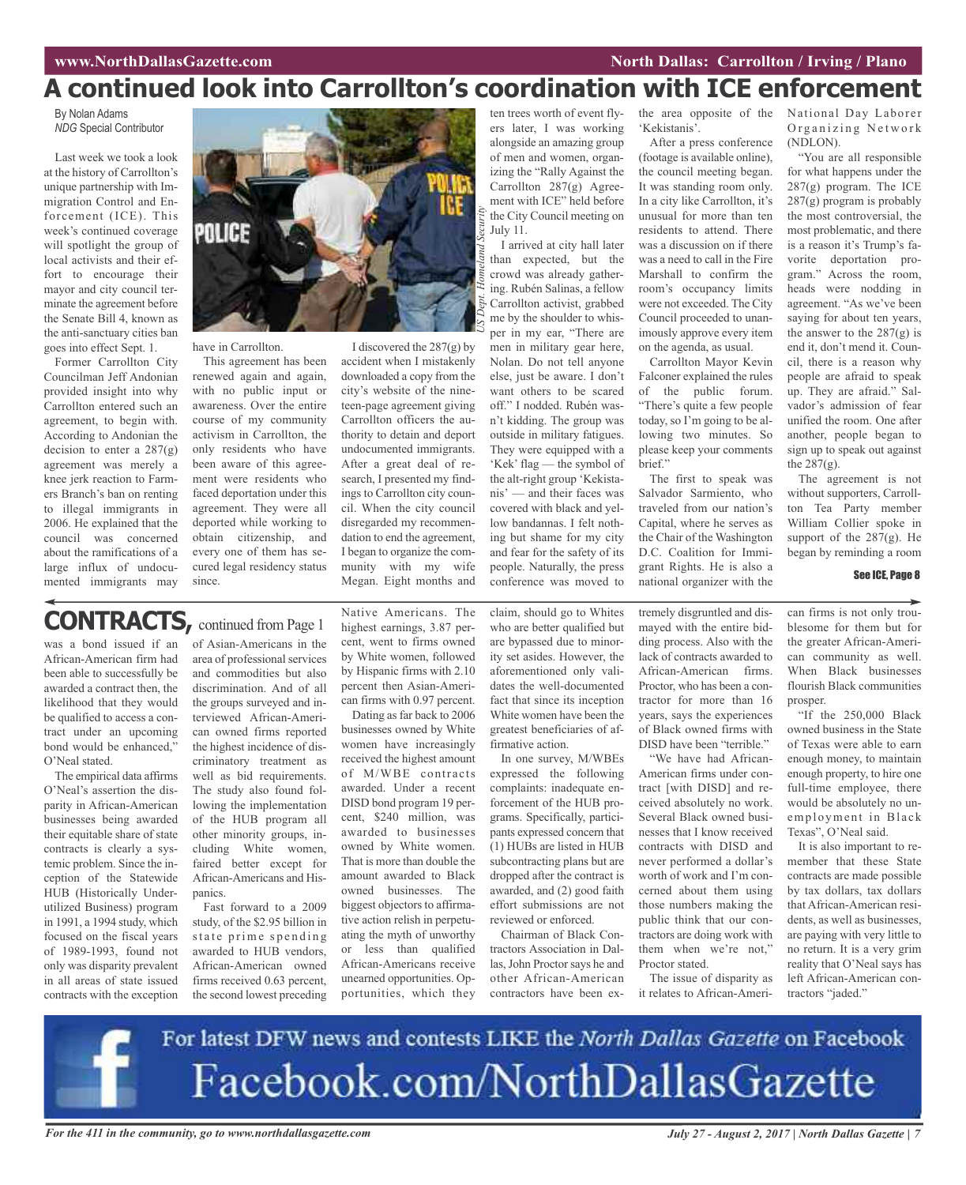# A continued look into Carrollton's coordination with ICE enforcement

By Nolan Adams
*NDG* Special Contributor

Last week we took a look at the history of Carrollton's unique partnership with Immigration Control and Enforcement (ICE). This week's continued coverage will spotlight the group of local activists and their effort to encourage their mayor and city council terminate the agreement before the Senate Bill 4, known as the anti-sanctuary cities ban goes into effect Sept. 1.

Former Carrollton City Councilman Jeff Andonian provided insight into why Carrollton entered such an agreement, to begin with. According to Andonian the decision to enter a 287(g) agreement was merely a knee jerk reaction to Farmers Branch's ban on renting to illegal immigrants in 2006. He explained that the council was concerned about the ramifications of a large influx of undocumented immigrants may have in Carrollton.

*US Dept. Homeland Security*

This agreement has been renewed again and again, with no public input or awareness. Over the entire course of my community activism in Carrollton, the only residents who have been aware of this agreement were residents who faced deportation under this agreement. They were all deported while working to obtain citizenship, and every one of them has secured legal residency status since.

I discovered the 287(g) by accident when I mistakenly downloaded a copy from the city's website of the nineteen-page agreement giving Carrollton officers the authority to detain and deport undocumented immigrants. After a great deal of research, I presented my findings to Carrollton city council. When the city council disregarded my recommendation to end the agreement, I began to organize the community with my wife Megan. Eight months and ten trees worth of event flyers later, I was working alongside an amazing group of men and women, organizing the "Rally Against the Carrollton 287(g) Agreement with ICE" held before the City Council meeting on July 11.

I arrived at city hall later than expected, but the crowd was already gathering. Rubén Salinas, a fellow Carrollton activist, grabbed me by the shoulder to whisper in my ear, "There are men in military gear here, Nolan. Do not tell anyone else, just be aware. I don't want others to be scared off." I nodded. Rubén wasn't kidding. The group was outside in military fatigues. They were equipped with a 'Kek' flag — the symbol of the alt-right group 'Kekistanis' — and their faces was covered with black and yellow bandannas. I felt nothing but shame for my city and fear for the safety of its people. Naturally, the press conference was moved to the area opposite of the 'Kekistanis'.

After a press conference (footage is available online), the council meeting began. It was standing room only. In a city like Carrollton, it's unusual for more than ten residents to attend. There was a discussion on if there was a need to call in the Fire Marshall to confirm the room's occupancy limits were not exceeded. The City Council proceeded to unanimously approve every item on the agenda, as usual.

Carrollton Mayor Kevin Falconer explained the rules of the public forum. "There's quite a few people today, so I'm going to be allowing two minutes. So please keep your comments brief."

The first to speak was Salvador Sarmiento, who traveled from our nation's Capital, where he serves as the Chair of the Washington D.C. Coalition for Immigrant Rights. He is also a national organizer with the National Day Laborer Organizing Network (NDLON).

"You are all responsible for what happens under the 287(g) program. The ICE 287(g) program is probably the most controversial, the most problematic, and there is a reason it's Trump's favorite deportation program." Across the room, heads were nodding in agreement. "As we've been saying for about ten years, the answer to the 287(g) is end it, don't mend it. Council, there is a reason why people are afraid to speak up. They are afraid." Salvador's admission of fear unified the room. One after another, people began to sign up to speak out against the 287(g).

The agreement is not without supporters, Carrollton Tea Party member William Collier spoke in support of the 287(g). He began by reminding a room

**See ICE, Page 8**

---

## CONTRACTS, continued from Page 1

was a bond issued if an African-American firm had been able to successfully be awarded a contract then, the likelihood that they would be qualified to access a contract under an upcoming bond would be enhanced," O'Neal stated.

The empirical data affirms O'Neal's assertion the disparity in African-American businesses being awarded their equitable share of state contracts is clearly a systemic problem. Since the inception of the Statewide HUB (Historically Underutilized Business) program in 1991, a 1994 study, which focused on the fiscal years of 1989-1993, found not only was disparity prevalent in all areas of state issued contracts with the exception of Asian-Americans in the area of professional services and commodities but also discrimination. And of all the groups surveyed and interviewed African-American owned firms reported the highest incidence of discriminatory treatment as well as bid requirements. The study also found following the implementation of the HUB program all other minority groups, including White women, faired better except for African-Americans and Hispanics.

Fast forward to a 2009 study, of the $2.95 billion in state prime spending awarded to HUB vendors, African-American owned firms received 0.63 percent, the second lowest preceding Native Americans. The highest earnings, 3.87 percent, went to firms owned by White women, followed by Hispanic firms with 2.10 percent then Asian-American firms with 0.97 percent.

Dating as far back to 2006 businesses owned by White women have increasingly received the highest amount of M/WBE contracts awarded. Under a recent DISD bond program 19 percent, $240 million, was awarded to businesses owned by White women. That is more than double the amount awarded to Black owned businesses. The biggest objectors to affirmative action relish in perpetuating the myth of unworthy or less than qualified African-Americans receive unearned opportunities. Opportunities, which they claim, should go to Whites who are better qualified but are bypassed due to minority set asides. However, the aforementioned only validates the well-documented fact that since its inception White women have been the greatest beneficiaries of affirmative action.

In one survey, M/WBEs expressed the following complaints: inadequate enforcement of the HUB programs. Specifically, participants expressed concern that (1) HUBs are listed in HUB subcontracting plans but are dropped after the contract is awarded, and (2) good faith effort submissions are not reviewed or enforced.

Chairman of Black Contractors Association in Dallas, John Proctor says he and other African-American contractors have been extremely disgruntled and dismayed with the entire bidding process. Also with the lack of contracts awarded to African-American firms. Proctor, who has been a contractor for more than 16 years, says the experiences of Black owned firms with DISD have been "terrible."

"We have had African-American firms under contract [with DISD] and received absolutely no work. Several Black owned businesses that I know received contracts with DISD and never performed a dollar's worth of work and I'm concerned about them using those numbers making the public think that our contractors are doing work with them when we're not," Proctor stated.

The issue of disparity as it relates to African-American firms is not only troublesome for them but for the greater African-American community as well. When Black businesses flourish Black communities prosper.

"If the 250,000 Black owned business in the State of Texas were able to earn enough money, to maintain enough property, to hire one full-time employee, there would be absolutely no unemployment in Black Texas", O'Neal said.

It is also important to remember that these State contracts are made possible by tax dollars, tax dollars that African-American residents, as well as businesses, are paying with very little to no return. It is a very grim reality that O'Neal says has left African-American contractors "jaded."

---

For latest DFW news and contests LIKE the *North Dallas Gazette* on Facebook
Facebook.com/NorthDallasGazette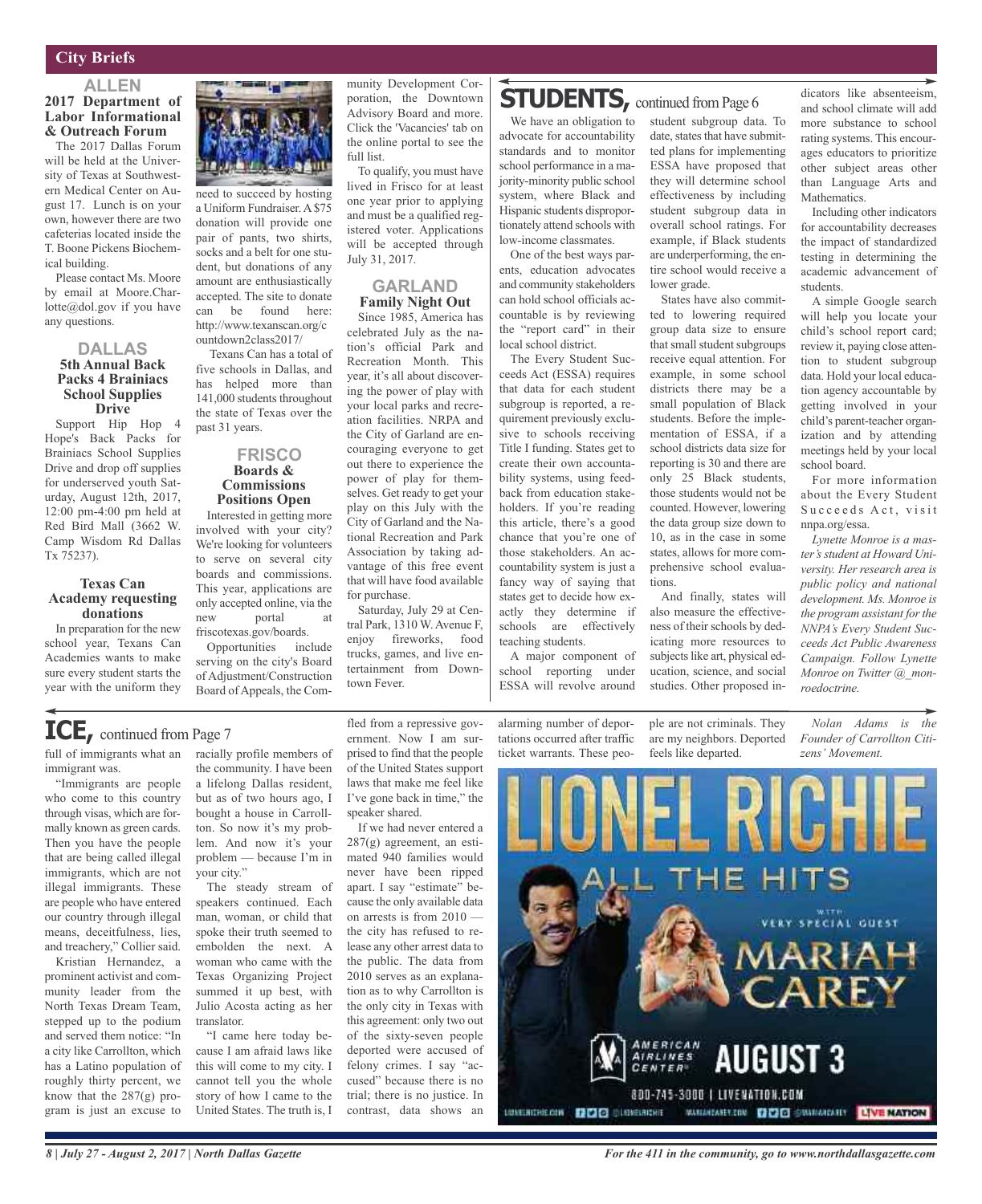## City Briefs

### ALLEN

#### 2017 Department of Labor Informational & Outreach Forum

The 2017 Dallas Forum will be held at the University of Texas at Southwestern Medical Center on August 17. Lunch is on your own, however there are two cafeterias located inside the T. Boone Pickens Biochemical building.

Please contact Ms. Moore by email at Moore.Charlotte@dol.gov if you have any questions.

### DALLAS

#### 5th Annual Back Packs 4 Brainiacs School Supplies Drive

Support Hip Hop 4 Hope's Back Packs for Brainiacs School Supplies Drive and drop off supplies for underserved youth Saturday, August 12th, 2017, 12:00 pm-4:00 pm held at Red Bird Mall (3662 W. Camp Wisdom Rd Dallas Tx 75237).

#### Texas Can Academy requesting donations

In preparation for the new school year, Texans Can Academies wants to make sure every student starts the year with the uniform they need to succeed by hosting a Uniform Fundraiser. A $75 donation will provide one pair of pants, two shirts, socks and a belt for one student, but donations of any amount are enthusiastically accepted. The site to donate can be found here: http://www.texanscan.org/countdown2class2017/

Texans Can has a total of five schools in Dallas, and has helped more than 141,000 students throughout the state of Texas over the past 31 years.

### FRISCO

#### Boards & Commissions Positions Open

Interested in getting more involved with your city? We're looking for volunteers to serve on several city boards and commissions. This year, applications are only accepted online, via the new portal at friscotexas.gov/boards.

Opportunities include serving on the city's Board of Adjustment/Construction Board of Appeals, the Community Development Corporation, the Downtown Advisory Board and more. Click the 'Vacancies' tab on the online portal to see the full list.

To qualify, you must have lived in Frisco for at least one year prior to applying and must be a qualified registered voter. Applications will be accepted through July 31, 2017.

### GARLAND

#### Family Night Out

Since 1985, America has celebrated July as the nation's official Park and Recreation Month. This year, it's all about discovering the power of play with your local parks and recreation facilities. NRPA and the City of Garland are encouraging everyone to get out there to experience the power of play for themselves. Get ready to get your play on this July with the City of Garland and the National Recreation and Park Association by taking advantage of this free event that will have food available for purchase.

Saturday, July 29 at Central Park, 1310 W. Avenue F, enjoy fireworks, food trucks, games, and live entertainment from Downtown Fever.

## STUDENTS, continued from Page 6

We have an obligation to advocate for accountability standards and to monitor school performance in a majority-minority public school system, where Black and Hispanic students disproportionately attend schools with low-income classmates.

One of the best ways parents, education advocates and community stakeholders can hold school officials accountable is by reviewing the "report card" in their local school district.

The Every Student Succeeds Act (ESSA) requires that data for each student subgroup is reported, a requirement previously exclusive to schools receiving Title I funding. States get to create their own accountability systems, using feedback from education stakeholders. If you're reading this article, there's a good chance that you're one of those stakeholders. An accountability system is just a fancy way of saying that states get to decide how exactly they determine if schools are effectively teaching students.

A major component of school reporting under ESSA will revolve around student subgroup data. To date, states that have submitted plans for implementing ESSA have proposed that they will determine school effectiveness by including student subgroup data in overall school ratings. For example, if Black students are underperforming, the entire school would receive a lower grade.

States have also committed to lowering required group data size to ensure that small student subgroups receive equal attention. For example, in some school districts there may be a small population of Black students. Before the implementation of ESSA, if a school districts data size for reporting is 30 and there are only 25 Black students, those students would not be counted. However, lowering the data group size down to 10, as in the case in some states, allows for more comprehensive school evaluations.

And finally, states will also measure the effectiveness of their schools by dedicating more resources to subjects like art, physical education, science, and social studies. Other proposed indicators like absenteeism, and school climate will add more substance to school rating systems. This encourages educators to prioritize other subject areas other than Language Arts and Mathematics.

Including other indicators for accountability decreases the impact of standardized testing in determining the academic advancement of students.

A simple Google search will help you locate your child's school report card; review it, paying close attention to student subgroup data. Hold your local education agency accountable by getting involved in your child's parent-teacher organization and by attending meetings held by your local school board.

For more information about the Every Student Succeeds Act, visit nnpa.org/essa.

*Lynette Monroe is a master's student at Howard University. Her research area is public policy and national development. Ms. Monroe is the program assistant for the NNPA's Every Student Succeeds Act Public Awareness Campaign. Follow Lynette Monroe on Twitter @_monroedoctrine.*

## ICE, continued from Page 7

full of immigrants what an immigrant was.

"Immigrants are people who come to this country through visas, which are formally known as green cards. Then you have the people that are being called illegal immigrants, which are not illegal immigrants. These are people who have entered our country through illegal means, deceitfulness, lies, and treachery," Collier said.

Kristian Hernandez, a prominent activist and community leader from the North Texas Dream Team, stepped up to the podium and served them notice: "In a city like Carrollton, which has a Latino population of roughly thirty percent, we know that the 287(g) program is just an excuse to racially profile members of the community. I have been a lifelong Dallas resident, but as of two hours ago, I bought a house in Carrollton. So now it's my problem. And now it's your problem — because I'm in your city."

The steady stream of speakers continued. Each man, woman, or child that spoke their truth seemed to embolden the next. A woman who came with the Texas Organizing Project summed it up best, with Julio Acosta acting as her translator.

"I came here today because I am afraid laws like this will come to my city. I cannot tell you the whole story of how I came to the United States. The truth is, I fled from a repressive government. Now I am surprised to find that the people of the United States support laws that make me feel like I've gone back in time," the speaker shared.

If we had never entered a 287(g) agreement, an estimated 940 families would never have been ripped apart. I say "estimate" because the only available data on arrests is from 2010 — the city has refused to release any other arrest data to the public. The data from 2010 serves as an explanation as to why Carrollton is the only city in Texas with this agreement: only two out of the sixty-seven people deported were accused of felony crimes. I say "accused" because there is no trial; there is no justice. In contrast, data shows an alarming number of deportations occurred after traffic ticket warrants. These people are not criminals. They are my neighbors. Deported feels like departed.

*Nolan Adams is the Founder of Carrollton Citizens' Movement.*

LIONEL RICHIE
ALL THE HITS
WITH VERY SPECIAL GUEST
MARIAH CAREY
AMERICAN AIRLINES CENTER
AUGUST 3
800-745-3000 | LIVENATION.COM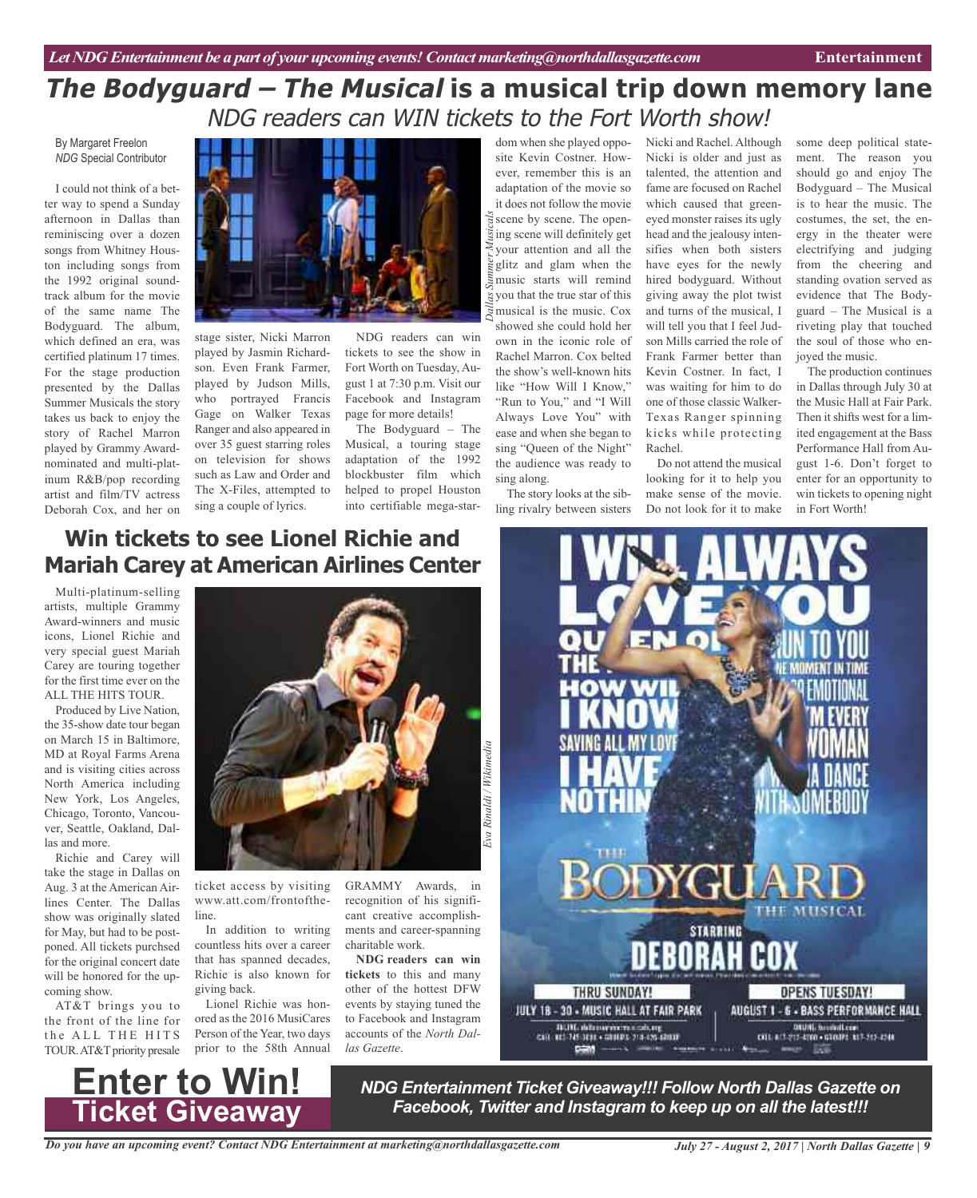# *The Bodyguard – The Musical* is a musical trip down memory lane

## NDG readers can WIN tickets to the Fort Worth show!

By Margaret Freelon
*NDG* Special Contributor

I could not think of a better way to spend a Sunday afternoon in Dallas than reminiscing over a dozen songs from Whitney Houston including songs from the 1992 original soundtrack album for the movie of the same name The Bodyguard. The album, which defined an era, was certified platinum 17 times. For the stage production presented by the Dallas Summer Musicals the story takes us back to enjoy the story of Rachel Marron played by Grammy Award-nominated and multi-platinum R&B/pop recording artist and film/TV actress Deborah Cox, and her on stage sister, Nicki Marron played by Jasmin Richardson. Even Frank Farmer, played by Judson Mills, who portrayed Francis Gage on Walker Texas Ranger and also appeared in over 35 guest starring roles on television for shows such as Law and Order and The X-Files, attempted to sing a couple of lyrics.

NDG readers can win tickets to see the show in Fort Worth on Tuesday, August 1 at 7:30 p.m. Visit our Facebook and Instagram page for more details!

The Bodyguard – The Musical, a touring stage adaptation of the 1992 blockbuster film which helped to propel Houston into certifiable mega-stardom when she played opposite Kevin Costner. However, remember this is an adaptation of the movie so it does not follow the movie scene by scene. The opening scene will definitely get your attention and all the glitz and glam when the music starts will remind you that the true star of this musical is the music. Cox showed she could hold her own in the iconic role of Rachel Marron. Cox belted the show's well-known hits like "How Will I Know," "Run to You," and "I Will Always Love You" with ease and when she began to sing "Queen of the Night" the audience was ready to sing along.

The story looks at the sibling rivalry between sisters Nicki and Rachel. Although Nicki is older and just as talented, the attention and fame are focused on Rachel which caused that green-eyed monster raises its ugly head and the jealousy intensifies when both sisters have eyes for the newly hired bodyguard. Without giving away the plot twist and turns of the musical, I will tell you that I feel Judson Mills carried the role of Frank Farmer better than Kevin Costner. In fact, I was waiting for him to do one of those classic Walker-Texas Ranger spinning kicks while protecting Rachel.

Do not attend the musical looking for it to help you make sense of the movie. Do not look for it to make some deep political statement. The reason you should go and enjoy The Bodyguard – The Musical is to hear the music. The costumes, the set, the energy in the theater were electrifying and judging from the cheering and standing ovation served as evidence that The Bodyguard – The Musical is a riveting play that touched the soul of those who enjoyed the music.

The production continues in Dallas through July 30 at the Music Hall at Fair Park. Then it shifts west for a limited engagement at the Bass Performance Hall from August 1-6. Don't forget to enter for an opportunity to win tickets to opening night in Fort Worth!

*Dallas Summer Musicals*

# Win tickets to see Lionel Richie and Mariah Carey at American Airlines Center

Multi-platinum-selling artists, multiple Grammy Award-winners and music icons, Lionel Richie and very special guest Mariah Carey are touring together for the first time ever on the ALL THE HITS TOUR.

Produced by Live Nation, the 35-show date tour began on March 15 in Baltimore, MD at Royal Farms Arena and is visiting cities across North America including New York, Los Angeles, Chicago, Toronto, Vancouver, Seattle, Oakland, Dallas and more.

Richie and Carey will take the stage in Dallas on Aug. 3 at the American Airlines Center. The Dallas show was originally slated for May, but had to be postponed. All tickets purchsed for the original concert date will be honored for the upcoming show.

AT&T brings you to the front of the line for the ALL THE HITS TOUR. AT&T priority presale ticket access by visiting www.att.com/frontoftheline.

In addition to writing countless hits over a career that has spanned decades, Richie is also known for giving back.

Lionel Richie was honored as the 2016 MusiCares Person of the Year, two days prior to the 58th Annual GRAMMY Awards, in recognition of his significant creative accomplishments and career-spanning charitable work.

**NDG readers can win tickets** to this and many other of the hottest DFW events by staying tuned the to Facebook and Instagram accounts of the *North Dallas Gazette*.

*Eva Rinaldi / Wikimedia*

# Enter to Win! Ticket Giveaway

***NDG Entertainment Ticket Giveaway!!! Follow North Dallas Gazette on Facebook, Twitter and Instagram to keep up on all the latest!!!***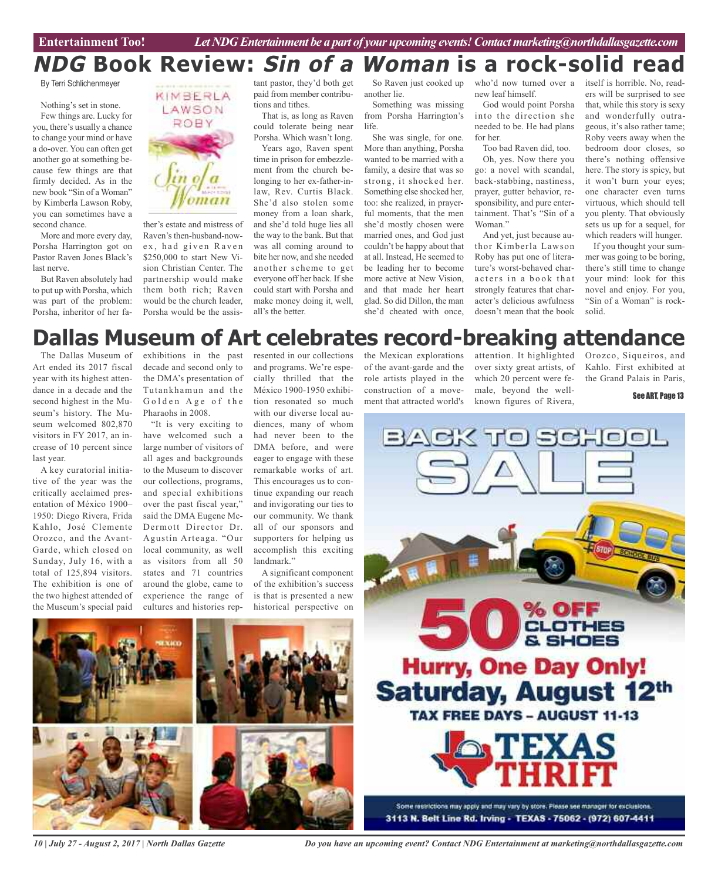# NDG Book Review: *Sin of a Woman* is a rock-solid read

By Terri Schlichenmeyer

Nothing's set in stone.

Few things are. Lucky for you, there's usually a chance to change your mind or have a do-over. You can often get another go at something because few things are that firmly decided. As in the new book "Sin of a Woman" by Kimberla Lawson Roby, you can sometimes have a second chance.

More and more every day, Porsha Harrington got on Pastor Raven Jones Black's last nerve.

But Raven absolutely had to put up with Porsha, which was part of the problem: Porsha, inheritor of her father's estate and mistress of Raven's then-husband-now-ex, had given Raven $250,000 to start New Vision Christian Center. The partnership would make them both rich; Raven would be the church leader, Porsha would be the assistant pastor, they'd both get paid from member contributions and tithes.

That is, as long as Raven could tolerate being near Porsha. Which wasn't long.

Years ago, Raven spent time in prison for embezzlement from the church belonging to her ex-father-in-law, Rev. Curtis Black. She'd also stolen some money from a loan shark, and she'd told huge lies all the way to the bank. But that was all coming around to bite her now, and she needed another scheme to get everyone off her back. If she could start with Porsha and make money doing it, well, all's the better.

So Raven just cooked up another lie.

Something was missing from Porsha Harrington's life.

She was single, for one. More than anything, Porsha wanted to be married with a family, a desire that was so strong, it shocked her. Something else shocked her, too: she realized, in prayerful moments, that the men she'd mostly chosen were married ones, and God just couldn't be happy about that at all. Instead, He seemed to be leading her to become more active at New Vision, and that made her heart glad. So did Dillon, the man she'd cheated with once, who'd now turned over a new leaf himself.

God would point Porsha into the direction she needed to be. He had plans for her.

Too bad Raven did, too.

Oh, yes. Now there you go: a novel with scandal, back-stabbing, nastiness, prayer, gutter behavior, responsibility, and pure entertainment. That's "Sin of a Woman."

And yet, just because author Kimberla Lawson Roby has put one of literature's worst-behaved characters in a book that strongly features that character's delicious awfulness doesn't mean that the book itself is horrible. No, readers will be surprised to see that, while this story is sexy and wonderfully outrageous, it's also rather tame; Roby veers away when the bedroom door closes, so there's nothing offensive here. The story is spicy, but it won't burn your eyes; one character even turns virtuous, which should tell you plenty. That obviously sets us up for a sequel, for which readers will hunger.

If you thought your summer was going to be boring, there's still time to change your mind: look for this novel and enjoy. For you, "Sin of a Woman" is rock-solid.

# Dallas Museum of Art celebrates record-breaking attendance

The Dallas Museum of Art ended its 2017 fiscal year with its highest attendance in a decade and the second highest in the Museum's history. The Museum welcomed 802,870 visitors in FY 2017, an increase of 10 percent since last year.

A key curatorial initiative of the year was the critically acclaimed presentation of México 1900–1950: Diego Rivera, Frida Kahlo, José Clemente Orozco, and the Avant-Garde, which closed on Sunday, July 16, with a total of 125,894 visitors. The exhibition is one of the two highest attended of the Museum's special paid exhibitions in the past decade and second only to the DMA's presentation of Tutankhamun and the Golden Age of the Pharaohs in 2008.

"It is very exciting to have welcomed such a large number of visitors of all ages and backgrounds to the Museum to discover our collections, programs, and special exhibitions over the past fiscal year," said the DMA Eugene McDermott Director Dr. Agustín Arteaga. "Our local community, as well as visitors from all 50 states and 71 countries around the globe, came to experience the range of cultures and histories represented in our collections and programs. We're especially thrilled that the México 1900-1950 exhibition resonated so much with our diverse local audiences, many of whom had never been to the DMA before, and were eager to engage with these remarkable works of art. This encourages us to continue expanding our reach and invigorating our ties to our community. We thank all of our sponsors and supporters for helping us accomplish this exciting landmark."

A significant component of the exhibition's success is that is presented a new historical perspective on the Mexican explorations of the avant-garde and the role artists played in the construction of a movement that attracted world's attention. It highlighted over sixty great artists, of which 20 percent were female, beyond the well-known figures of Rivera, Orozco, Siqueiros, and Kahlo. First exhibited at the Grand Palais in Paris,

See ART, Page 13

**BACK TO SCHOOL SALE**

**50% OFF CLOTHES & SHOES**

**Hurry, One Day Only! Saturday, August 12th**

**TAX FREE DAYS – AUGUST 11-13**

**TEXAS THRIFT**

Some restrictions may apply and may vary by store. Please see manager for exclusions.

3113 N. Belt Line Rd. Irving - TEXAS - 75062 - (972) 607-4411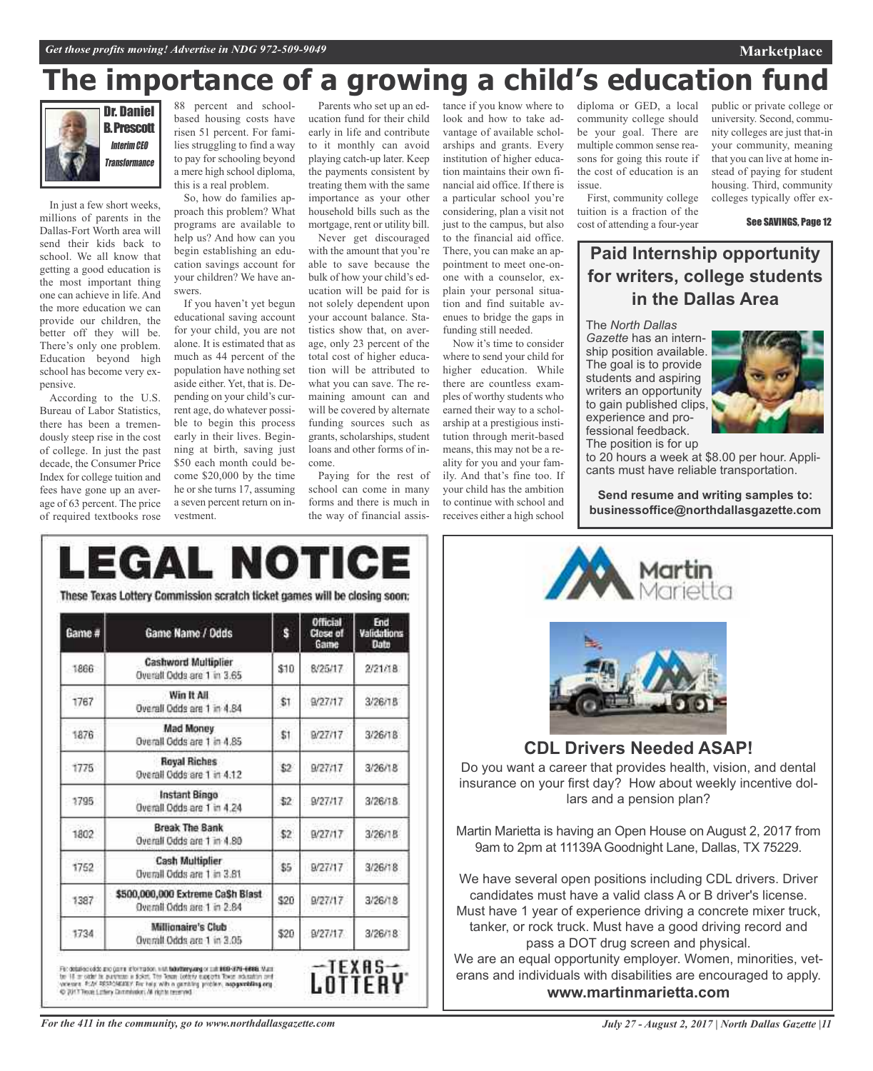# The importance of a growing a child's education fund

**Dr. Daniel B. Prescott**
*Interim CEO*
*Transformance*

In just a few short weeks, millions of parents in the Dallas-Fort Worth area will send their kids back to school. We all know that getting a good education is the most important thing one can achieve in life. And the more education we can provide our children, the better off they will be. There's only one problem. Education beyond high school has become very expensive.

According to the U.S. Bureau of Labor Statistics, there has been a tremendously steep rise in the cost of college. In just the past decade, the Consumer Price Index for college tuition and fees have gone up an average of 63 percent. The price of required textbooks rose 88 percent and school-based housing costs have risen 51 percent. For families struggling to find a way to pay for schooling beyond a mere high school diploma, this is a real problem.

So, how do families approach this problem? What programs are available to help us? And how can you begin establishing an education savings account for your children? We have answers.

If you haven't yet begun educational saving account for your child, you are not alone. It is estimated that as much as 44 percent of the population have nothing set aside either. Yet, that is. Depending on your child's current age, do whatever possible to begin this process early in their lives. Beginning at birth, saving just $50 each month could become $20,000 by the time he or she turns 17, assuming a seven percent return on investment.

Parents who set up an education fund for their child early in life and contribute to it monthly can avoid playing catch-up later. Keep the payments consistent by treating them with the same importance as your other household bills such as the mortgage, rent or utility bill.

Never get discouraged with the amount that you're able to save because the bulk of how your child's education will be paid for is not solely dependent upon your account balance. Statistics show that, on average, only 23 percent of the total cost of higher education will be attributed to what you can save. The remaining amount can and will be covered by alternate funding sources such as grants, scholarships, student loans and other forms of income.

Paying for the rest of school can come in many forms and there is much in the way of financial assistance if you know where to look and how to take advantage of available scholarships and grants. Every institution of higher education maintains their own financial aid office. If there is a particular school you're considering, plan a visit not just to the campus, but also to the financial aid office. There, you can make an appointment to meet one-on-one with a counselor, explain your personal situation and find suitable avenues to bridge the gaps in funding still needed.

Now it's time to consider where to send your child for higher education. While there are countless examples of worthy students who earned their way to a scholarship at a prestigious institution through merit-based means, this may not be a reality for you and your family. And that's fine too. If your child has the ambition to continue with school and receives either a high school diploma or GED, a local community college should be your goal. There are multiple common sense reasons for going this route if the cost of education is an issue.

First, community college tuition is a fraction of the cost of attending a four-year public or private college or university. Second, community colleges are just that-in your community, meaning that you can live at home instead of paying for student housing. Third, community colleges typically offer ex-

See SAVINGS, Page 12

## Paid Internship opportunity for writers, college students in the Dallas Area

The *North Dallas Gazette* has an internship position available. The goal is to provide students and aspiring writers an opportunity to gain published clips, experience and professional feedback. The position is for up to 20 hours a week at $8.00 per hour. Applicants must have reliable transportation.

**Send resume and writing samples to: businessoffice@northdallasgazette.com**

# LEGAL NOTICE

**These Texas Lottery Commission scratch ticket games will be closing soon:**

| Game # | Game Name / Odds | $ | Official Close of Game | End Validations Date |
|---|---|---|---|---|
| 1866 | **Cashword Multiplier** Overall Odds are 1 in 3.65 | $10 | 8/25/17 | 2/21/18 |
| 1767 | **Win It All** Overall Odds are 1 in 4.84 | $1 | 9/27/17 | 3/26/18 |
| 1876 | **Mad Money** Overall Odds are 1 in 4.85 | $1 | 9/27/17 | 3/26/18 |
| 1775 | **Royal Riches** Overall Odds are 1 in 4.12 | $2 | 9/27/17 | 3/26/18 |
| 1795 | **Instant Bingo** Overall Odds are 1 in 4.24 | $2 | 9/27/17 | 3/26/18 |
| 1802 | **Break The Bank** Overall Odds are 1 in 4.80 | $2 | 9/27/17 | 3/26/18 |
| 1752 | **Cash Multiplier** Overall Odds are 1 in 3.81 | $5 | 9/27/17 | 3/26/18 |
| 1387 | **$500,000,000 Extreme Ca$h Blast** Overall Odds are 1 in 2.84 | $20 | 9/27/17 | 3/26/18 |
| 1734 | **Millionaire's Club** Overall Odds are 1 in 3.05 | $20 | 9/27/17 | 3/26/18 |

For detailed odds and game information, visit txlottery.org or call 800-375-6886. Must be 18 or older to purchase a ticket. The Texas Lottery supports Texas education and veterans. PLAY RESPONSIBLY. For help with a gambling problem, ncpgambling.org. © 2017 Texas Lottery Commission. All rights reserved.

TEXAS LOTTERY

Martin Marietta

## CDL Drivers Needed ASAP!

Do you want a career that provides health, vision, and dental insurance on your first day? How about weekly incentive dollars and a pension plan?

Martin Marietta is having an Open House on August 2, 2017 from 9am to 2pm at 11139A Goodnight Lane, Dallas, TX 75229.

We have several open positions including CDL drivers. Driver candidates must have a valid class A or B driver's license. Must have 1 year of experience driving a concrete mixer truck, tanker, or rock truck. Must have a good driving record and pass a DOT drug screen and physical.

We are an equal opportunity employer. Women, minorities, veterans and individuals with disabilities are encouraged to apply.

**www.martinmarietta.com**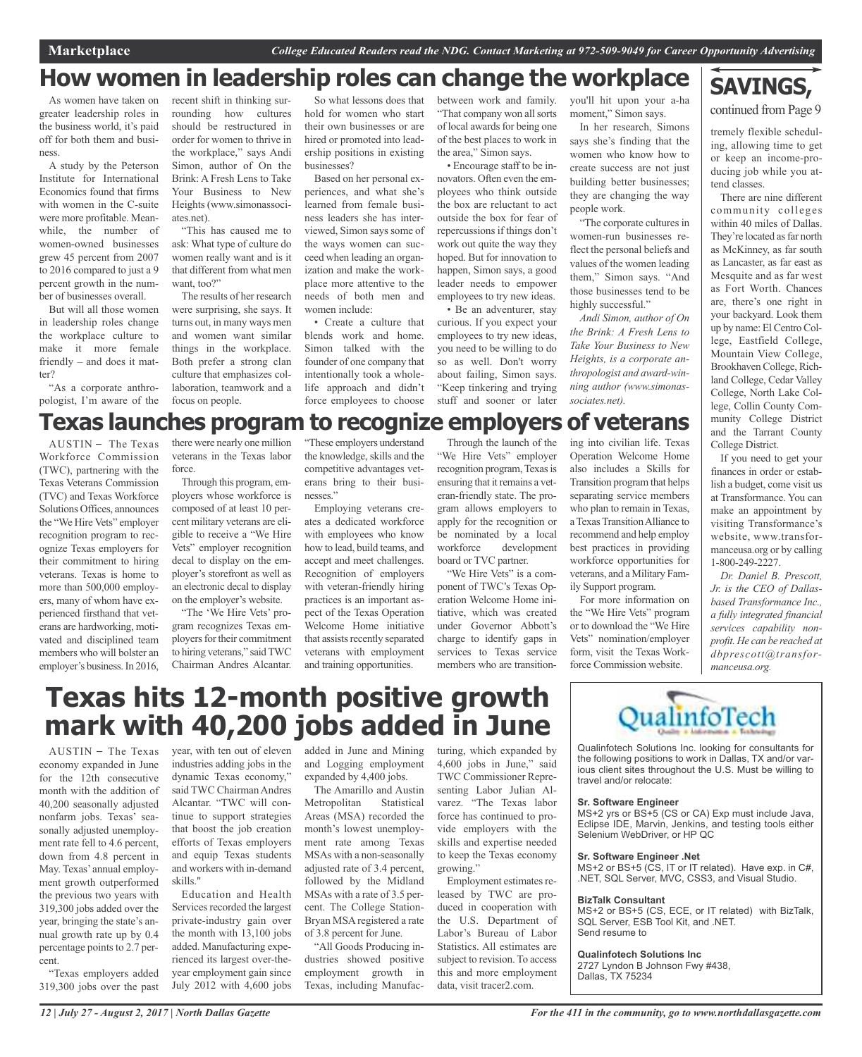# How women in leadership roles can change the workplace

As women have taken on greater leadership roles in the business world, it's paid off for both them and business.

A study by the Peterson Institute for International Economics found that firms with women in the C-suite were more profitable. Meanwhile, the number of women-owned businesses grew 45 percent from 2007 to 2016 compared to just a 9 percent growth in the number of businesses overall.

But will all those women in leadership roles change the workplace culture to make it more female friendly – and does it matter?

"As a corporate anthropologist, I'm aware of the recent shift in thinking surrounding how cultures should be restructured in order for women to thrive in the workplace," says Andi Simon, author of On the Brink: A Fresh Lens to Take Your Business to New Heights (www.simonassociates.net).

"This has caused me to ask: What type of culture do women really want and is it that different from what men want, too?"

The results of her research were surprising, she says. It turns out, in many ways men and women want similar things in the workplace. Both prefer a strong clan culture that emphasizes collaboration, teamwork and a focus on people.

So what lessons does that hold for women who start their own businesses or are hired or promoted into leadership positions in existing businesses?

Based on her personal experiences, and what she's learned from female business leaders she has interviewed, Simon says some of the ways women can succeed when leading an organization and make the workplace more attentive to the needs of both men and women include:

• Create a culture that blends work and home. Simon talked with the founder of one company that intentionally took a whole-life approach and didn't force employees to choose between work and family. "That company won all sorts of local awards for being one of the best places to work in the area," Simon says.

• Encourage staff to be innovators. Often even the employees who think outside the box are reluctant to act outside the box for fear of repercussions if things don't work out quite the way they hoped. But for innovation to happen, Simon says, a good leader needs to empower employees to try new ideas.

• Be an adventurer, stay curious. If you expect your employees to try new ideas, you need to be willing to do so as well. Don't worry about failing, Simon says. "Keep tinkering and trying stuff and sooner or later you'll hit upon your a-ha moment," Simon says.

In her research, Simons says she's finding that the women who know how to create success are not just building better businesses; they are changing the way people work.

"The corporate cultures in women-run businesses reflect the personal beliefs and values of the women leading them," Simon says. "And those businesses tend to be highly successful."

*Andi Simon, author of On the Brink: A Fresh Lens to Take Your Business to New Heights, is a corporate anthropologist and award-winning author (www.simonassociates.net).*

# SAVINGS,

continued from Page 9

tremely flexible scheduling, allowing time to get or keep an income-producing job while you attend classes.

There are nine different community colleges within 40 miles of Dallas. They're located as far north as McKinney, as far south as Lancaster, as far east as Mesquite and as far west as Fort Worth. Chances are, there's one right in your backyard. Look them up by name: El Centro College, Eastfield College, Mountain View College, Brookhaven College, Richland College, Cedar Valley College, North Lake College, Collin County Community College District and the Tarrant County College District.

If you need to get your finances in order or establish a budget, come visit us at Transformance. You can make an appointment by visiting Transformance's website, www.transformanceusa.org or by calling 1-800-249-2227.

*Dr. Daniel B. Prescott, Jr. is the CEO of Dallas-based Transformance Inc., a fully integrated financial services capability nonprofit. He can be reached at dbprescott@transformanceusa.org.*

# Texas launches program to recognize employers of veterans

AUSTIN – The Texas Workforce Commission (TWC), partnering with the Texas Veterans Commission (TVC) and Texas Workforce Solutions Offices, announces the "We Hire Vets" employer recognition program to recognize Texas employers for their commitment to hiring veterans. Texas is home to more than 500,000 employers, many of whom have experienced firsthand that veterans are hardworking, motivated and disciplined team members who will bolster an employer's business. In 2016, there were nearly one million veterans in the Texas labor force.

Through this program, employers whose workforce is composed of at least 10 percent military veterans are eligible to receive a "We Hire Vets" employer recognition decal to display on the employer's storefront as well as an electronic decal to display on the employer's website.

"The 'We Hire Vets' program recognizes Texas employers for their commitment to hiring veterans," said TWC Chairman Andres Alcantar. "These employers understand the knowledge, skills and the competitive advantages veterans bring to their businesses."

Employing veterans creates a dedicated workforce with employees who know how to lead, build teams, and accept and meet challenges. Recognition of employers with veteran-friendly hiring practices is an important aspect of the Texas Operation Welcome Home initiative that assists recently separated veterans with employment and training opportunities.

Through the launch of the "We Hire Vets" employer recognition program, Texas is ensuring that it remains a veteran-friendly state. The program allows employers to apply for the recognition or be nominated by a local workforce development board or TVC partner.

"We Hire Vets" is a component of TWC's Texas Operation Welcome Home initiative, which was created under Governor Abbott's charge to identify gaps in services to Texas service members who are transitioning into civilian life. Texas Operation Welcome Home also includes a Skills for Transition program that helps separating service members who plan to remain in Texas, a Texas Transition Alliance to recommend and help employ best practices in providing workforce opportunities for veterans, and a Military Family Support program.

For more information on the "We Hire Vets" program or to download the "We Hire Vets" nomination/employer form, visit the Texas Workforce Commission website.

# Texas hits 12-month positive growth mark with 40,200 jobs added in June

AUSTIN – The Texas economy expanded in June for the 12th consecutive month with the addition of 40,200 seasonally adjusted nonfarm jobs. Texas' seasonally adjusted unemployment rate fell to 4.6 percent, down from 4.8 percent in May. Texas' annual employment growth outperformed the previous two years with 319,300 jobs added over the year, bringing the state's annual growth rate up by 0.4 percentage points to 2.7 percent.

"Texas employers added 319,300 jobs over the past year, with ten out of eleven industries adding jobs in the dynamic Texas economy," said TWC Chairman Andres Alcantar. "TWC will continue to support strategies that boost the job creation efforts of Texas employers and equip Texas students and workers with in-demand skills."

Education and Health Services recorded the largest private-industry gain over the month with 13,100 jobs added. Manufacturing experienced its largest over-the-year employment gain since July 2012 with 4,600 jobs added in June and Mining and Logging employment expanded by 4,400 jobs.

The Amarillo and Austin Metropolitan Statistical Areas (MSA) recorded the month's lowest unemployment rate among Texas MSAs with a non-seasonally adjusted rate of 3.4 percent, followed by the Midland MSAs with a rate of 3.5 percent. The College Station-Bryan MSA registered a rate of 3.8 percent for June.

"All Goods Producing industries showed positive employment growth in Texas, including Manufacturing, which expanded by 4,600 jobs in June," said TWC Commissioner Representing Labor Julian Alvarez. "The Texas labor force has continued to provide employers with the skills and expertise needed to keep the Texas economy growing."

Employment estimates released by TWC are produced in cooperation with the U.S. Department of Labor's Bureau of Labor Statistics. All estimates are subject to revision. To access this and more employment data, visit tracer2.com.

**QualinfoTech**

Qualinfotech Solutions Inc. looking for consultants for the following positions to work in Dallas, TX and/or various client sites throughout the U.S. Must be willing to travel and/or relocate:

**Sr. Software Engineer**
MS+2 yrs or BS+5 (CS or CA) Exp must include Java, Eclipse IDE, Marvin, Jenkins, and testing tools either Selenium WebDriver, or HP QC

**Sr. Software Engineer .Net**
MS+2 or BS+5 (CS, IT or IT related). Have exp. in C#, .NET, SQL Server, MVC, CSS3, and Visual Studio.

**BizTalk Consultant**
MS+2 or BS+5 (CS, ECE, or IT related) with BizTalk, SQL Server, ESB Tool Kit, and .NET.
Send resume to

**Qualinfotech Solutions Inc**
2727 Lyndon B Johnson Fwy #438,
Dallas, TX 75234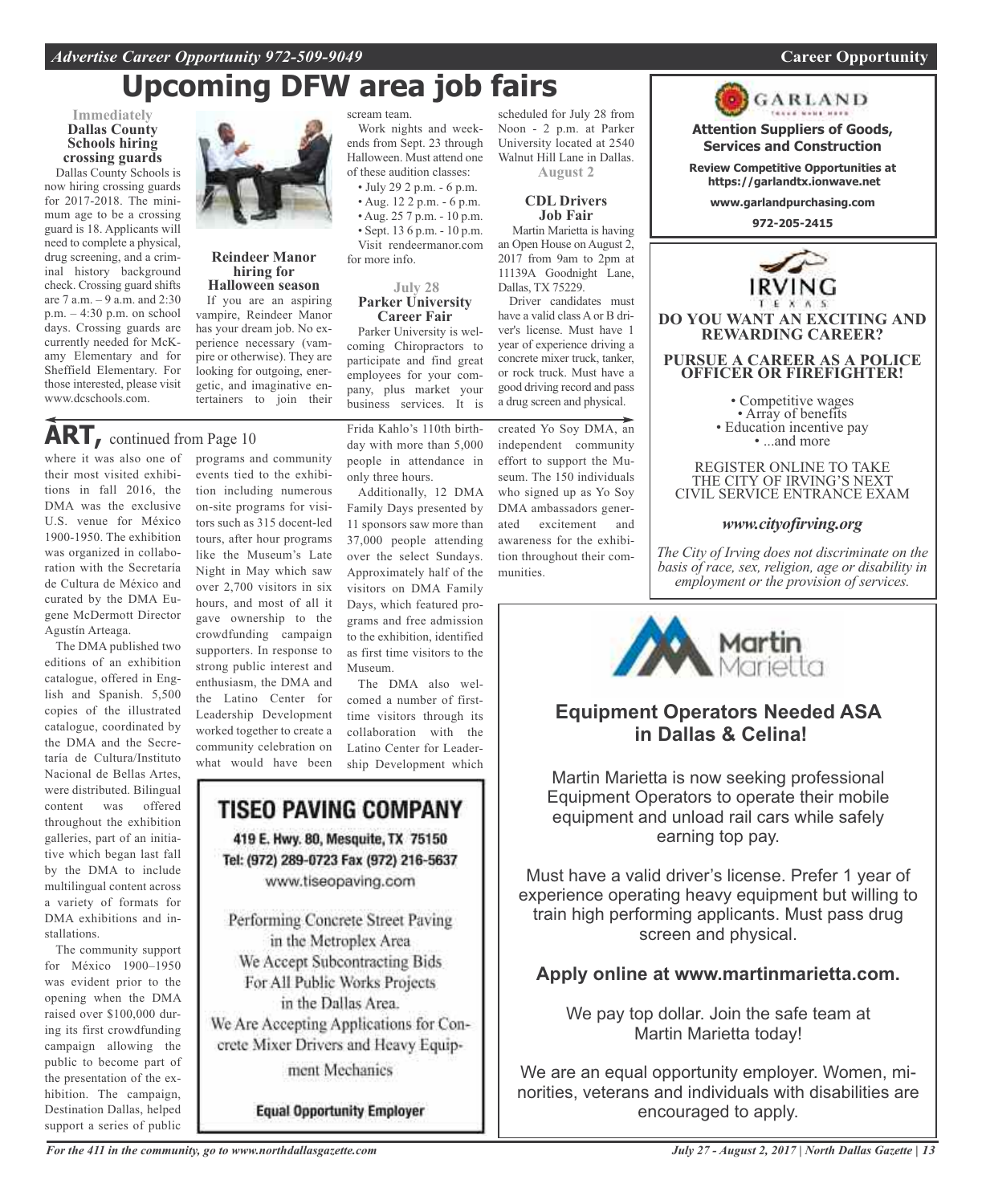# Upcoming DFW area job fairs

### Immediately

**Dallas County Schools hiring crossing guards**

Dallas County Schools is now hiring crossing guards for 2017-2018. The minimum age to be a crossing guard is 18. Applicants will need to complete a physical, drug screening, and a criminal history background check. Crossing guard shifts are 7 a.m. – 9 a.m. and 2:30 p.m. – 4:30 p.m. on school days. Crossing guards are currently needed for McKamy Elementary and for Sheffield Elementary. For those interested, please visit www.dcschools.com.

**Reindeer Manor hiring for Halloween season**

If you are an aspiring vampire, Reindeer Manor has your dream job. No experience necessary (vampire or otherwise). They are looking for outgoing, energetic, and imaginative entertainers to join their scream team.

Work nights and weekends from Sept. 23 through Halloween. Must attend one of these audition classes:

- July 29 2 p.m. - 6 p.m.
- Aug. 12 2 p.m. - 6 p.m.
- Aug. 25 7 p.m. - 10 p.m.
- Sept. 13 6 p.m. - 10 p.m.

Visit rendeermanor.com for more info.

### July 28

**Parker University Career Fair**

Parker University is welcoming Chiropractors to participate and find great employees for your company, plus market your business services. It is scheduled for July 28 from Noon - 2 p.m. at Parker University located at 2540 Walnut Hill Lane in Dallas.

### August 2

**CDL Drivers Job Fair**

Martin Marietta is having an Open House on August 2, 2017 from 9am to 2pm at 11139A Goodnight Lane, Dallas, TX 75229.

Driver candidates must have a valid class A or B driver's license. Must have 1 year of experience driving a concrete mixer truck, tanker, or rock truck. Must have a good driving record and pass a drug screen and physical.

## ART, continued from Page 10

where it was also one of their most visited exhibitions in fall 2016, the DMA was the exclusive U.S. venue for México 1900-1950. The exhibition was organized in collaboration with the Secretaría de Cultura de México and curated by the DMA Eugene McDermott Director Agustín Arteaga.

The DMA published two editions of an exhibition catalogue, offered in English and Spanish. 5,500 copies of the illustrated catalogue, coordinated by the DMA and the Secretaría de Cultura/Instituto Nacional de Bellas Artes, were distributed. Bilingual content was offered throughout the exhibition galleries, part of an initiative which began last fall by the DMA to include multilingual content across a variety of formats for DMA exhibitions and installations.

The community support for México 1900–1950 was evident prior to the opening when the DMA raised over $100,000 during its first crowdfunding campaign allowing the public to become part of the presentation of the exhibition. The campaign, Destination Dallas, helped support a series of public programs and community events tied to the exhibition including numerous on-site programs for visitors such as 315 docent-led tours, after hour programs like the Museum's Late Night in May which saw over 2,700 visitors in six hours, and most of all it gave ownership to the crowdfunding campaign supporters. In response to strong public interest and enthusiasm, the DMA and the Latino Center for Leadership Development worked together to create a community celebration on what would have been Frida Kahlo's 110th birthday with more than 5,000 people in attendance in only three hours.

Additionally, 12 DMA Family Days presented by 11 sponsors saw more than 37,000 people attending over the select Sundays. Approximately half of the visitors on DMA Family Days, which featured programs and free admission to the exhibition, identified as first time visitors to the Museum.

The DMA also welcomed a number of first-time visitors through its collaboration with the Latino Center for Leadership Development which created Yo Soy DMA, an independent community effort to support the Museum. The 150 individuals who signed up as Yo Soy DMA ambassadors generated excitement and awareness for the exhibition throughout their communities.

---

**TISEO PAVING COMPANY**

419 E. Hwy. 80, Mesquite, TX 75150
Tel: (972) 289-0723 Fax (972) 216-5637
www.tiseopaving.com

Performing Concrete Street Paving in the Metroplex Area
We Accept Subcontracting Bids For All Public Works Projects in the Dallas Area.
We Are Accepting Applications for Concrete Mixer Drivers and Heavy Equipment Mechanics

**Equal Opportunity Employer**

---

**GARLAND**

**Attention Suppliers of Goods, Services and Construction**

**Review Competitive Opportunities at https://garlandtx.ionwave.net**

**www.garlandpurchasing.com**

**972-205-2415**

---

**IRVING** TEXAS

**DO YOU WANT AN EXCITING AND REWARDING CAREER?**

**PURSUE A CAREER AS A POLICE OFFICER OR FIREFIGHTER!**

- Competitive wages
- Array of benefits
- Education incentive pay
- ...and more

REGISTER ONLINE TO TAKE THE CITY OF IRVING'S NEXT CIVIL SERVICE ENTRANCE EXAM

***www.cityofirving.org***

*The City of Irving does not discriminate on the basis of race, sex, religion, age or disability in employment or the provision of services.*

---

**Martin Marietta**

## Equipment Operators Needed ASA in Dallas & Celina!

Martin Marietta is now seeking professional Equipment Operators to operate their mobile equipment and unload rail cars while safely earning top pay.

Must have a valid driver's license. Prefer 1 year of experience operating heavy equipment but willing to train high performing applicants. Must pass drug screen and physical.

**Apply online at www.martinmarietta.com.**

We pay top dollar. Join the safe team at Martin Marietta today!

We are an equal opportunity employer. Women, minorities, veterans and individuals with disabilities are encouraged to apply.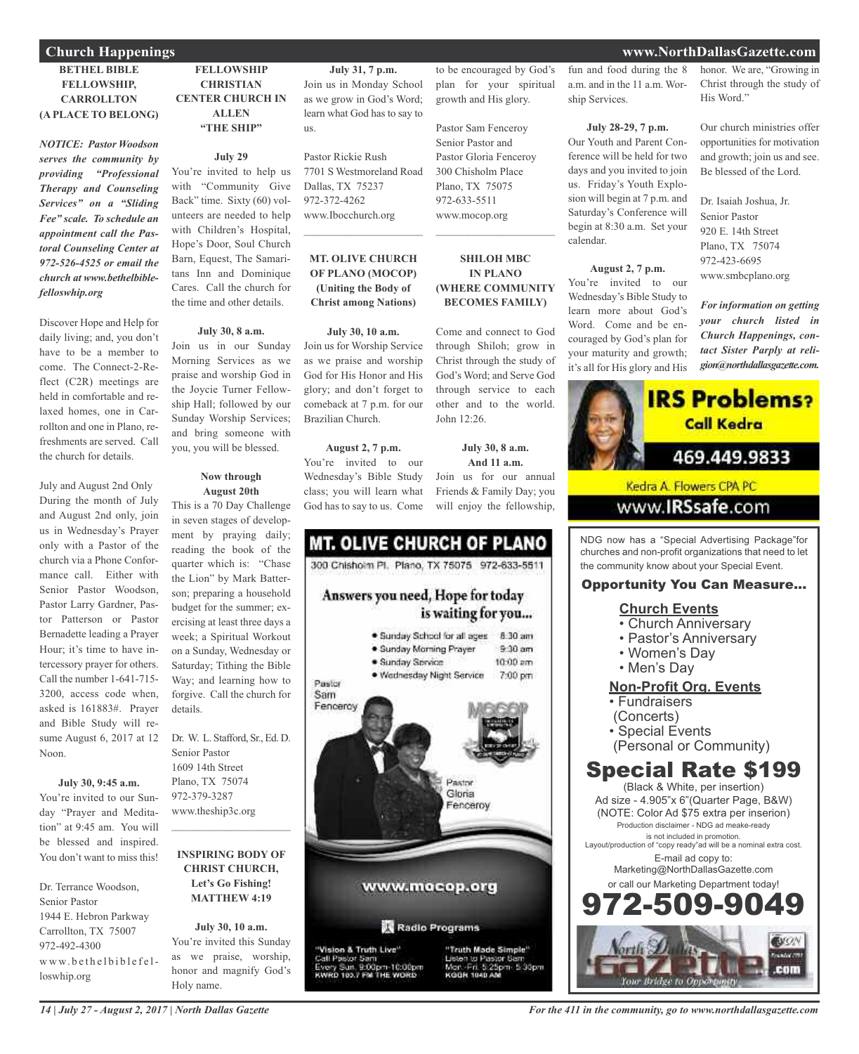## Church Happenings

### BETHEL BIBLE FELLOWSHIP, CARROLLTON (A PLACE TO BELONG)

***NOTICE: Pastor Woodson serves the community by providing "Professional Therapy and Counseling Services" on a "Sliding Fee" scale. To schedule an appointment call the Pastoral Counseling Center at 972-526-4525 or email the church at www.bethelbiblefelloswhip.org***

Discover Hope and Help for daily living; and, you don't have to be a member to come. The Connect-2-Reflect (C2R) meetings are held in comfortable and relaxed homes, one in Carrollton and one in Plano, refreshments are served. Call the church for details.

July and August 2nd Only
During the month of July and August 2nd only, join us in Wednesday's Prayer only with a Pastor of the church via a Phone Conformance call. Either with Senior Pastor Woodson, Pastor Larry Gardner, Pastor Patterson or Pastor Bernadette leading a Prayer Hour; it's time to have intercessory prayer for others. Call the number 1-641-715-3200, access code when, asked is 161883#. Prayer and Bible Study will resume August 6, 2017 at 12 Noon.

**July 30, 9:45 a.m.**
You're invited to our Sunday "Prayer and Meditation" at 9:45 am. You will be blessed and inspired. You don't want to miss this!

Dr. Terrance Woodson,
Senior Pastor
1944 E. Hebron Parkway
Carrollton, TX 75007
972-492-4300
www.bethelbiblefelloswhip.org

### FELLOWSHIP CHRISTIAN CENTER CHURCH IN ALLEN "THE SHIP"

**July 29**
You're invited to help us with "Community Give Back" time. Sixty (60) volunteers are needed to help with Children's Hospital, Hope's Door, Soul Church Barn, Equest, The Samaritans Inn and Dominique Cares. Call the church for the time and other details.

**July 30, 8 a.m.**
Join us in our Sunday Morning Services as we praise and worship God in the Joycie Turner Fellowship Hall; followed by our Sunday Worship Services; and bring someone with you, you will be blessed.

**Now through August 20th**
This is a 70 Day Challenge in seven stages of development by praying daily; reading the book of the quarter which is: "Chase the Lion" by Mark Batterson; preparing a household budget for the summer; exercising at least three days a week; a Spiritual Workout on a Sunday, Wednesday or Saturday; Tithing the Bible Way; and learning how to forgive. Call the church for details.

Dr. W. L. Stafford, Sr., Ed. D.
Senior Pastor
1609 14th Street
Plano, TX 75074
972-379-3287
www.theship3c.org

### INSPIRING BODY OF CHRIST CHURCH, Let's Go Fishing! MATTHEW 4:19

**July 30, 10 a.m.**
You're invited this Sunday as we praise, worship, honor and magnify God's Holy name.

**July 31, 7 p.m.**
Join us in Monday School as we grow in God's Word; learn what God has to say to us.

Pastor Rickie Rush
7701 S Westmoreland Road
Dallas, TX 75237
972-372-4262
www.Ibocchurch.org

### MT. OLIVE CHURCH OF PLANO (MOCOP) (Uniting the Body of Christ among Nations)

**July 30, 10 a.m.**
Join us for Worship Service as we praise and worship God for His Honor and His glory; and don't forget to comeback at 7 p.m. for our Brazilian Church.

**August 2, 7 p.m.**
You're invited to our Wednesday's Bible Study class; you will learn what God has to say to us. Come to be encouraged by God's plan for your spiritual growth and His glory.

Pastor Sam Fenceroy
Senior Pastor and
Pastor Gloria Fenceroy
300 Chisholm Place
Plano, TX 75075
972-633-5511
www.mocop.org

### SHILOH MBC IN PLANO (WHERE COMMUNITY BECOMES FAMILY)

Come and connect to God through Shiloh; grow in Christ through the study of God's Word; and Serve God through service to each other and to the world. John 12:26.

**July 30, 8 a.m. And 11 a.m.**
Join us for our annual Friends & Family Day; you will enjoy the fellowship, fun and food during the 8 a.m. and in the 11 a.m. Worship Services.

**July 28-29, 7 p.m.**
Our Youth and Parent Conference will be held for two days and you invited to join us. Friday's Youth Explosion will begin at 7 p.m. and Saturday's Conference will begin at 8:30 a.m. Set your calendar.

**August 2, 7 p.m.**
You're invited to our Wednesday's Bible Study to learn more about God's Word. Come and be encouraged by God's plan for your maturity and growth; it's all for His glory and His honor. We are, "Growing in Christ through the study of His Word."

Our church ministries offer opportunities for motivation and growth; join us and see. Be blessed of the Lord.

Dr. Isaiah Joshua, Jr.
Senior Pastor
920 E. 14th Street
Plano, TX 75074
972-423-6695
www.smbcplano.org

***For information on getting your church listed in Church Happenings, contact Sister Parply at religion@northdallasgazette.com.***

---

**MT. OLIVE CHURCH OF PLANO**
300 Chisholm Pl. Plano, TX 75075 972-633-5511

Answers you need, Hope for today is waiting for you...

- Sunday School for all ages 8:30 am
- Sunday Morning Prayer 9:30 am
- Sunday Service 10:00 am
- Wednesday Night Service 7:00 pm

Pastor Sam Fenceroy
Pastor Gloria Fenceroy

www.mocop.org

Radio Programs

"Vision & Truth Live" Call Pastor Sam Every Sun. 9:00pm-10:00pm KWRD 103.7 FM THE WORD

"Truth Made Simple" Listen to Pastor Sam Mon.-Fri. 5:25pm- 5:30pm KGGR 1040 AM

---

**IRS Problems? Call Kedra**
469.449.9833
Kedra A. Flowers CPA PC
www.IRSsafe.com

---

NDG now has a "Special Advertising Package"for churches and non-profit organizations that need to let the community know about your Special Event.

**Opportunity You Can Measure...**

**Church Events**
- Church Anniversary
- Pastor's Anniversary
- Women's Day
- Men's Day

**Non-Profit Org. Events**
- Fundraisers (Concerts)
- Special Events (Personal or Community)

**Special Rate $199**
(Black & White, per insertion)
Ad size - 4.905"x 6"(Quarter Page, B&W)
(NOTE: Color Ad $75 extra per inserion)
Production disclaimer - NDG ad meake-ready is not included in promotion.
Layout/production of "copy ready"ad will be a nominal extra cost.
E-mail ad copy to:
Marketing@NorthDallasGazette.com
or call our Marketing Department today!
**972-509-9049**

North Dallas Gazette .com — Your Bridge to Opportunity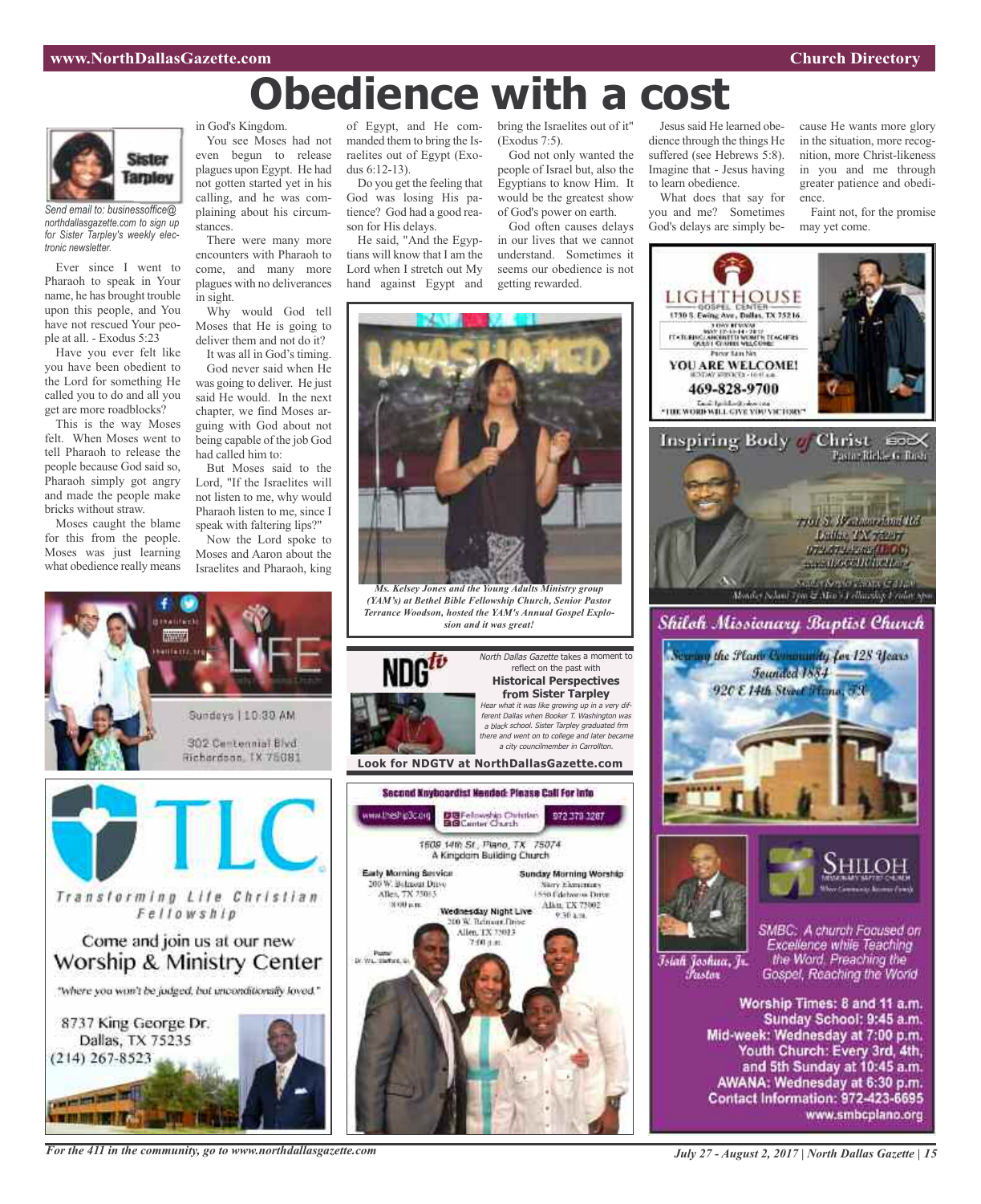# Obedience with a cost

**Sister Tarpley**

*Send email to: businessoffice@northdallasgazette.com to sign up for Sister Tarpley's weekly electronic newsletter.*

Ever since I went to Pharaoh to speak in Your name, he has brought trouble upon this people, and You have not rescued Your people at all. - Exodus 5:23

Have you ever felt like you have been obedient to the Lord for something He called you to do and all you get are more roadblocks?

This is the way Moses felt. When Moses went to tell Pharaoh to release the people because God said so, Pharaoh simply got angry and made the people make bricks without straw.

Moses caught the blame for this from the people. Moses was just learning what obedience really means in God's Kingdom.

You see Moses had not even begun to release plagues upon Egypt. He had not gotten started yet in his calling, and he was complaining about his circumstances.

There were many more encounters with Pharaoh to come, and many more plagues with no deliverances in sight.

Why would God tell Moses that He is going to deliver them and not do it?

It was all in God's timing.

God never said when He was going to deliver. He just said He would. In the next chapter, we find Moses arguing with God about not being capable of the job God had called him to:

But Moses said to the Lord, "If the Israelites will not listen to me, why would Pharaoh listen to me, since I speak with faltering lips?"

Now the Lord spoke to Moses and Aaron about the Israelites and Pharaoh, king of Egypt, and He commanded them to bring the Israelites out of Egypt (Exodus 6:12-13).

Do you get the feeling that God was losing His patience? God had a good reason for His delays.

He said, "And the Egyptians will know that I am the Lord when I stretch out My hand against Egypt and bring the Israelites out of it" (Exodus 7:5).

God not only wanted the people of Israel but, also the Egyptians to know Him. It would be the greatest show of God's power on earth.

God often causes delays in our lives that we cannot understand. Sometimes it seems our obedience is not getting rewarded.

Jesus said He learned obedience through the things He suffered (see Hebrews 5:8). Imagine that - Jesus having to learn obedience.

What does that say for you and me? Sometimes God's delays are simply because He wants more glory in the situation, more recognition, and more Christ-likeness in you and me through greater patience and obedience.

Faint not, for the promise may yet come.

*Ms. Kelsey Jones and the Young Adults Ministry group (YAM's) at Bethel Bible Fellowship Church, Senior Pastor Terrance Woodson, hosted the YAM's Annual Gospel Explosion and it was great!*

NDGtv

*North Dallas Gazette* takes a moment to reflect on the past with **Historical Perspectives from Sister Tarpley**

*Hear what it was like growing up in a very different Dallas when Booker T. Washington was a black school. Sister Tarpley graduated frm there and went on to college and later became a city councilmember in Carrollton.*

**Look for NDGTV at NorthDallasGazette.com**

**LIFE**

Sundays | 10:30 AM

302 Centennial Blvd
Richardson, TX 75081

**TLC**

Transforming Life Christian Fellowship

Come and join us at our new Worship & Ministry Center

"Where you won't be judged, but unconditionally loved."

8737 King George Dr.
Dallas, TX 75235
(214) 267-8523

**Second Keyboardist Needed: Please Call For Info**

Fellowship Christian Center Church — 972 379 3287

1609 14th St., Plano, TX 75074
A Kingdom Building Church

Early Morning Service — 200 W. Belmont Drive, Allen, TX 75013 — 8:00 a.m.

Sunday Morning Worship — Story Elementary, 1550 Edelweiss Drive, Allen, TX 75002 — 9:30 a.m.

Wednesday Night Live — 200 W. Belmont Drive, Allen, TX 75013 — 7:00 p.m.

**LIGHTHOUSE GOSPEL CENTER**

1730 S. Ewing Ave., Dallas, TX 75216

YOU ARE WELCOME!

469-828-9700

"THE WORD WILL GIVE YOU VICTORY"

**Inspiring Body of Christ**

Pastor Rickie G. Rush

7701 S. Westmoreland Rd
Dallas, TX 75237

**Shiloh Missionary Baptist Church**

Serving the Plano Community for 128 Years
Founded 1884
920 E 14th Street Plano, TX

Isiah Joshua, Jr.
Pastor

SMBC: A church Focused on Excellence while Teaching the Word, Preaching the Gospel, Reaching the World

Worship Times: 8 and 11 a.m.
Sunday School: 9:45 a.m.
Mid-week: Wednesday at 7:00 p.m.
Youth Church: Every 3rd, 4th, and 5th Sunday at 10:45 a.m.
AWANA: Wednesday at 6:30 p.m.
Contact Information: 972-423-6695
www.smbcplano.org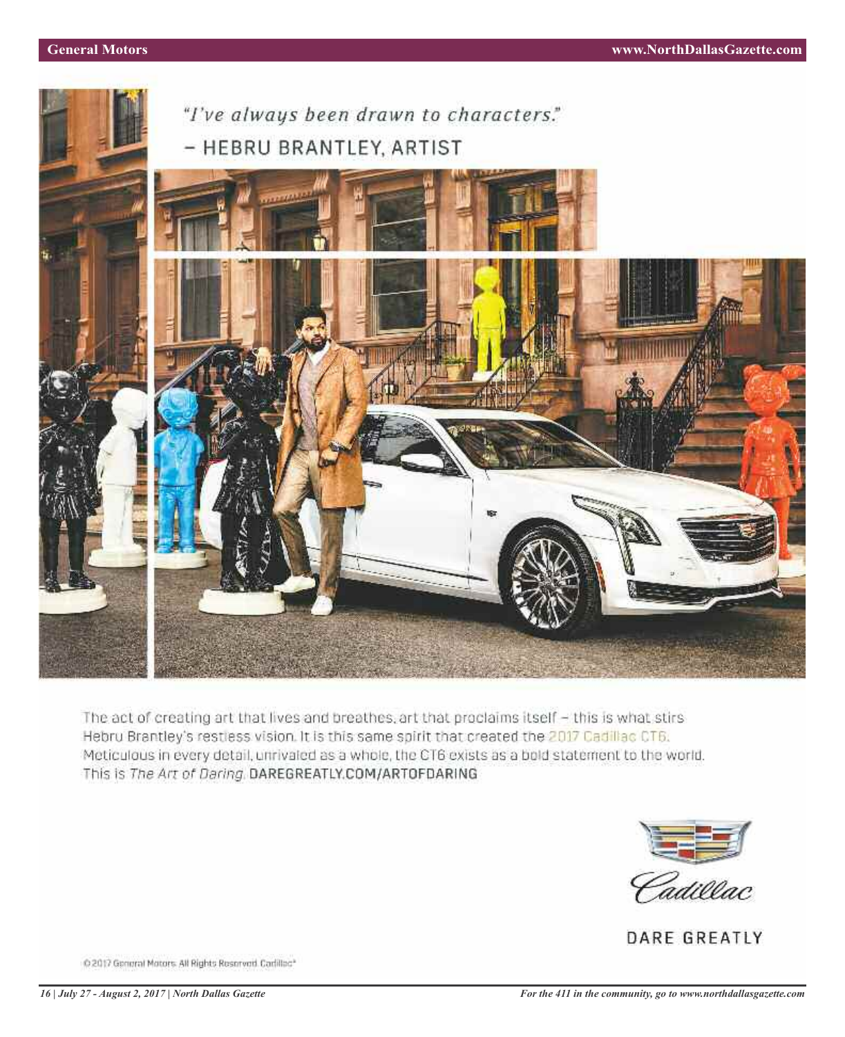"I've always been drawn to characters."

– HEBRU BRANTLEY, ARTIST

The act of creating art that lives and breathes, art that proclaims itself – this is what stirs Hebru Brantley's restless vision. It is this same spirit that created the 2017 Cadillac CT6. Meticulous in every detail, unrivaled as a whole, the CT6 exists as a bold statement to the world. This is *The Art of Daring.* DAREGREATLY.COM/ARTOFDARING

Cadillac

DARE GREATLY

©2017 General Motors. All Rights Reserved. Cadillac®